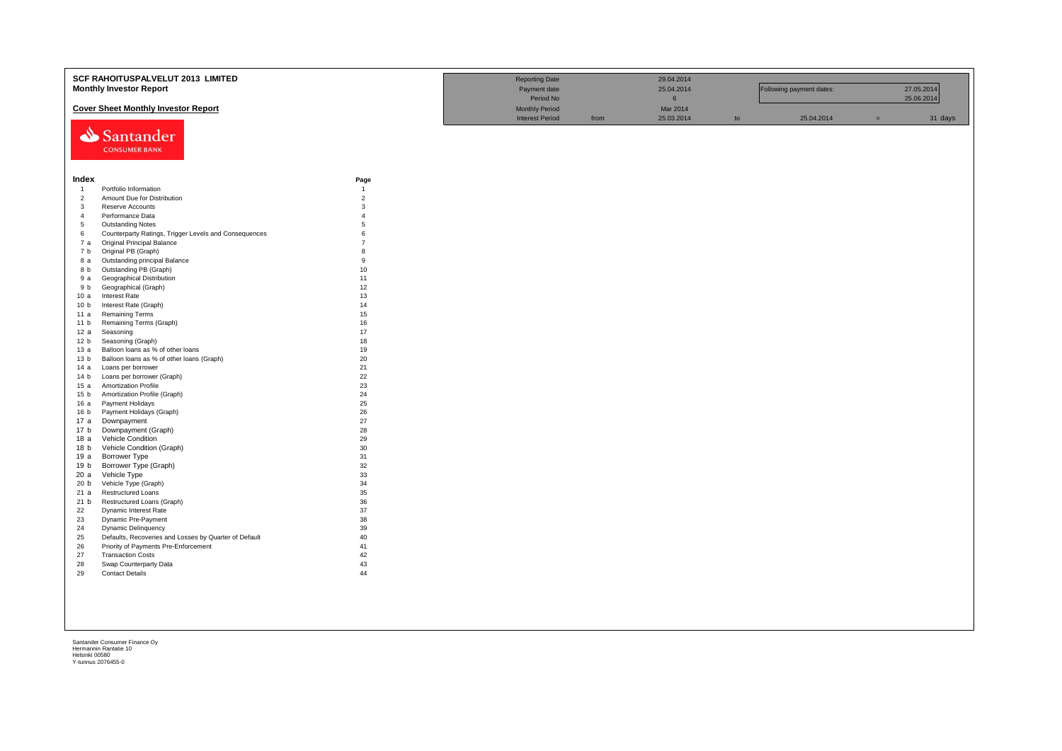**SCF RAHOITUSPALVELUT 2013 LIMITED**
**Monthly Investor Report**

**Cover Sheet Monthly Investor Report**

| | | | | | | | |
|---|---|---|---|---|---|---|---|
| Reporting Date | | 29.04.2014 | | | | | |
| Payment date | | 25.04.2014 | | Following payment dates: | | 27.05.2014 | |
| Period No | | 6 | | | | 25.06.2014 | |
| Monthly Period | | Mar 2014 | | | | | |
| Interest Period | from | 25.03.2014 | to | 25.04.2014 | = | 31 | days |

Santander
CONSUMER BANK

| Index | | Page |
|---|---|---|
| 1 | Portfolio Information | 1 |
| 2 | Amount Due for Distribution | 2 |
| 3 | Reserve Accounts | 3 |
| 4 | Performance Data | 4 |
| 5 | Outstanding Notes | 5 |
| 6 | Counterparty Ratings, Trigger Levels and Consequences | 6 |
| 7 a | Original Principal Balance | 7 |
| 7 b | Original PB (Graph) | 8 |
| 8 a | Outstanding principal Balance | 9 |
| 8 b | Outstanding PB (Graph) | 10 |
| 9 a | Geographical Distribution | 11 |
| 9 b | Geographical (Graph) | 12 |
| 10 a | Interest Rate | 13 |
| 10 b | Interest Rate (Graph) | 14 |
| 11 a | Remaining Terms | 15 |
| 11 b | Remaining Terms (Graph) | 16 |
| 12 a | Seasoning | 17 |
| 12 b | Seasoning (Graph) | 18 |
| 13 a | Balloon loans as % of other loans | 19 |
| 13 b | Balloon loans as % of other loans (Graph) | 20 |
| 14 a | Loans per borrower | 21 |
| 14 b | Loans per borrower (Graph) | 22 |
| 15 a | Amortization Profile | 23 |
| 15 b | Amortization Profile (Graph) | 24 |
| 16 a | Payment Holidays | 25 |
| 16 b | Payment Holidays (Graph) | 26 |
| 17 a | Downpayment | 27 |
| 17 b | Downpayment (Graph) | 28 |
| 18 a | Vehicle Condition | 29 |
| 18 b | Vehicle Condition (Graph) | 30 |
| 19 a | Borrower Type | 31 |
| 19 b | Borrower Type (Graph) | 32 |
| 20 a | Vehicle Type | 33 |
| 20 b | Vehicle Type (Graph) | 34 |
| 21 a | Restructured Loans | 35 |
| 21 b | Restructured Loans (Graph) | 36 |
| 22 | Dynamic Interest Rate | 37 |
| 23 | Dynamic Pre-Payment | 38 |
| 24 | Dynamic Delinquency | 39 |
| 25 | Defaults, Recoveries and Losses by Quarter of Default | 40 |
| 26 | Priority of Payments Pre-Enforcement | 41 |
| 27 | Transaction Costs | 42 |
| 28 | Swap Counterparty Data | 43 |
| 29 | Contact Details | 44 |

Santander Consumer Finance Oy
Hermannin Rantatie 10
Helsinki 00580
Y-tunnus 2076455-0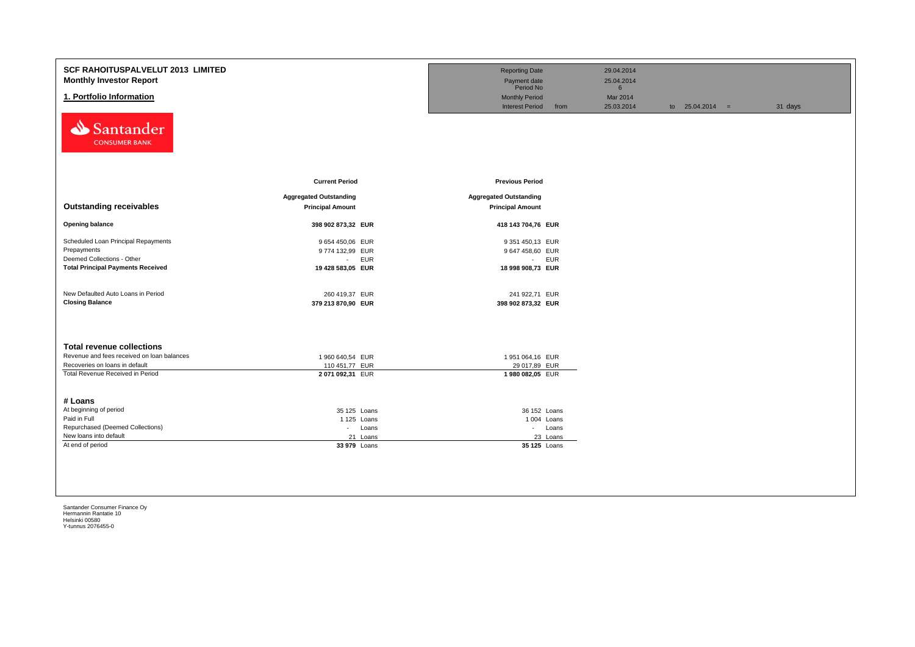# SCF RAHOITUSPALVELUT 2013 LIMITED

## Monthly Investor Report

## 1. Portfolio Information

| | | | | | |
|---|---|---|---|---|---|
| Reporting Date | | 29.04.2014 | | | |
| Payment date | | 25.04.2014 | | | |
| Period No | | 6 | | | |
| Monthly Period | | Mar 2014 | | | |
| Interest Period | from | 25.03.2014 | to | 25.04.2014 = | 31 days |

Santander CONSUMER BANK

| | Current Period | | Previous Period | |
|---|---|---|---|---|
| **Outstanding receivables** | **Aggregated Outstanding Principal Amount** | | **Aggregated Outstanding Principal Amount** | |
| **Opening balance** | **398 902 873,32** | **EUR** | **418 143 704,76** | **EUR** |
| Scheduled Loan Principal Repayments | 9 654 450,06 | EUR | 9 351 450,13 | EUR |
| Prepayments | 9 774 132,99 | EUR | 9 647 458,60 | EUR |
| Deemed Collections - Other | - | EUR | - | EUR |
| **Total Principal Payments Received** | **19 428 583,05** | **EUR** | **18 998 908,73** | **EUR** |
| New Defaulted Auto Loans in Period | 260 419,37 | EUR | 241 922,71 | EUR |
| **Closing Balance** | **379 213 870,90** | **EUR** | **398 902 873,32** | **EUR** |

| **Total revenue collections** | | | | |
|---|---|---|---|---|
| Revenue and fees received on loan balances | 1 960 640,54 | EUR | 1 951 064,16 | EUR |
| Recoveries on loans in default | 110 451,77 | EUR | 29 017,89 | EUR |
| Total Revenue Received in Period | **2 071 092,31** | EUR | **1 980 082,05** | EUR |

| **# Loans** | | | | |
|---|---|---|---|---|
| At beginning of period | 35 125 | Loans | 36 152 | Loans |
| Paid in Full | 1 125 | Loans | 1 004 | Loans |
| Repurchased (Deemed Collections) | - | Loans | - | Loans |
| New loans into default | 21 | Loans | 23 | Loans |
| At end of period | **33 979** | Loans | **35 125** | Loans |

Santander Consumer Finance Oy
Hermannin Rantatie 10
Helsinki 00580
Y-tunnus 2076455-0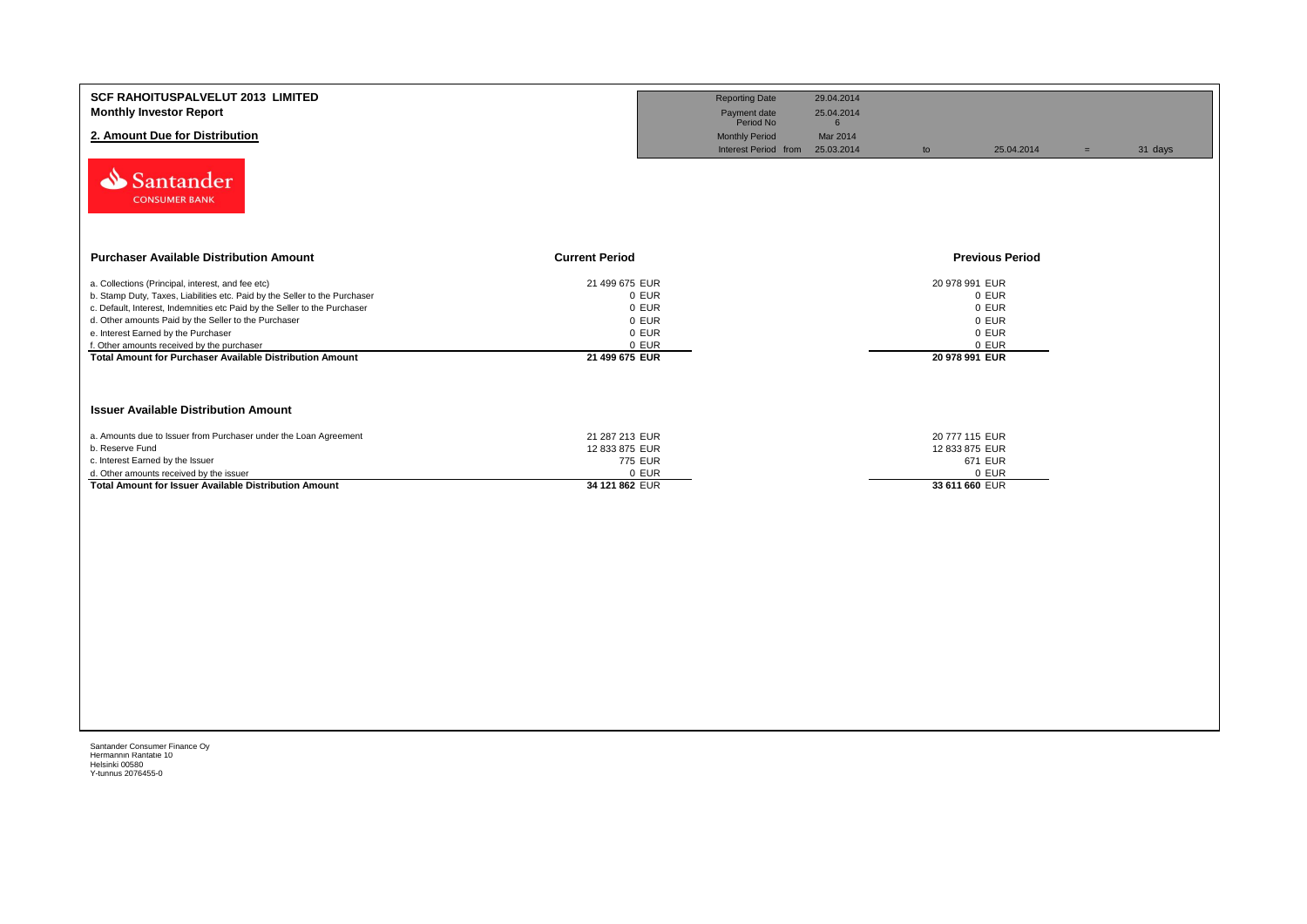**SCF RAHOITUSPALVELUT 2013 LIMITED**
**Monthly Investor Report**

## 2. Amount Due for Distribution

| | | | | | | |
|---|---|---|---|---|---|---|
| Reporting Date | 29.04.2014 | | | | | |
| Payment date | 25.04.2014 | | | | | |
| Period No | 6 | | | | | |
| Monthly Period | Mar 2014 | | | | | |
| Interest Period from | 25.03.2014 | to | 25.04.2014 | = | 31 days | |

Santander CONSUMER BANK

| Purchaser Available Distribution Amount | Current Period | Previous Period |
|---|---|---|
| a. Collections (Principal, interest, and fee etc) | 21 499 675 EUR | 20 978 991 EUR |
| b. Stamp Duty, Taxes, Liabilities etc. Paid by the Seller to the Purchaser | 0 EUR | 0 EUR |
| c. Default, Interest, Indemnities etc Paid by the Seller to the Purchaser | 0 EUR | 0 EUR |
| d. Other amounts Paid by the Seller to the Purchaser | 0 EUR | 0 EUR |
| e. Interest Earned by the Purchaser | 0 EUR | 0 EUR |
| f. Other amounts received by the purchaser | 0 EUR | 0 EUR |
| **Total Amount for Purchaser Available Distribution Amount** | **21 499 675 EUR** | **20 978 991 EUR** |

| Issuer Available Distribution Amount | Current Period | Previous Period |
|---|---|---|
| a. Amounts due to Issuer from Purchaser under the Loan Agreement | 21 287 213 EUR | 20 777 115 EUR |
| b. Reserve Fund | 12 833 875 EUR | 12 833 875 EUR |
| c. Interest Earned by the Issuer | 775 EUR | 671 EUR |
| d. Other amounts received by the issuer | 0 EUR | 0 EUR |
| **Total Amount for Issuer Available Distribution Amount** | **34 121 862 EUR** | **33 611 660 EUR** |

Santander Consumer Finance Oy
Hermannin Rantatie 10
Helsinki 00580
Y-tunnus 2076455-0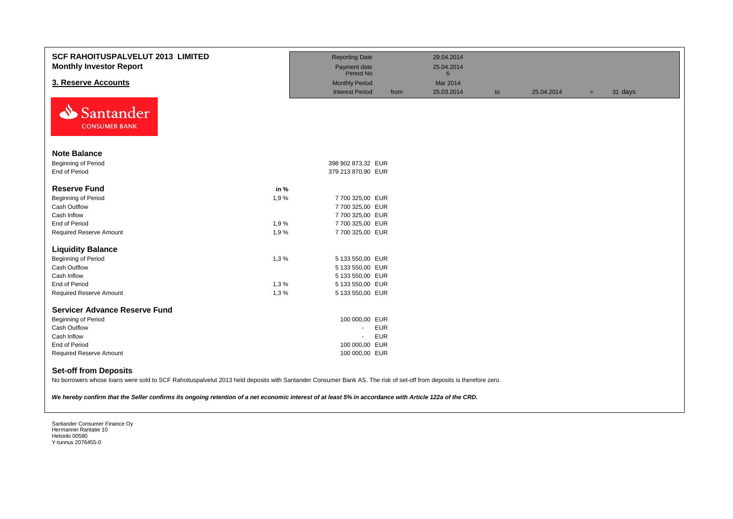**SCF RAHOITUSPALVELUT 2013 LIMITED**
**Monthly Investor Report**

## 3. Reserve Accounts

| Reporting Date | | 29.04.2014 | | | | |
|---|---|---|---|---|---|---|
| Payment date | | 25.04.2014 | | | | |
| Period No | | 6 | | | | |
| Monthly Period | | Mar 2014 | | | | |
| Interest Period | from | 25.03.2014 | to | 25.04.2014 | = | 31 days |

Santander CONSUMER BANK

| | in % | | |
|---|---|---|---|
| **Note Balance** | | | |
| Beginning of Period | | 398 902 873,32 | EUR |
| End of Period | | 379 213 870,90 | EUR |
| **Reserve Fund** | **in %** | | |
| Beginning of Period | 1,9 % | 7 700 325,00 | EUR |
| Cash Outflow | | 7 700 325,00 | EUR |
| Cash Inflow | | 7 700 325,00 | EUR |
| End of Period | 1,9 % | 7 700 325,00 | EUR |
| Required Reserve Amount | 1,9 % | 7 700 325,00 | EUR |
| **Liquidity Balance** | | | |
| Beginning of Period | 1,3 % | 5 133 550,00 | EUR |
| Cash Outflow | | 5 133 550,00 | EUR |
| Cash Inflow | | 5 133 550,00 | EUR |
| End of Period | 1,3 % | 5 133 550,00 | EUR |
| Required Reserve Amount | 1,3 % | 5 133 550,00 | EUR |
| **Servicer Advance Reserve Fund** | | | |
| Beginning of Period | | 100 000,00 | EUR |
| Cash Outflow | | - | EUR |
| Cash Inflow | | - | EUR |
| End of Period | | 100 000,00 | EUR |
| Required Reserve Amount | | 100 000,00 | EUR |

### Set-off from Deposits

No borrowers whose loans were sold to SCF Rahoituspalvelut 2013 held deposits with Santander Consumer Bank AS. The risk of set-off from deposits is therefore zero.

***We hereby confirm that the Seller confirms its ongoing retention of a net economic interest of at least 5% in accordance with Article 122a of the CRD.***

Santander Consumer Finance Oy
Hermannin Rantatie 10
Helsinki 00580
Y-tunnus 2076455-0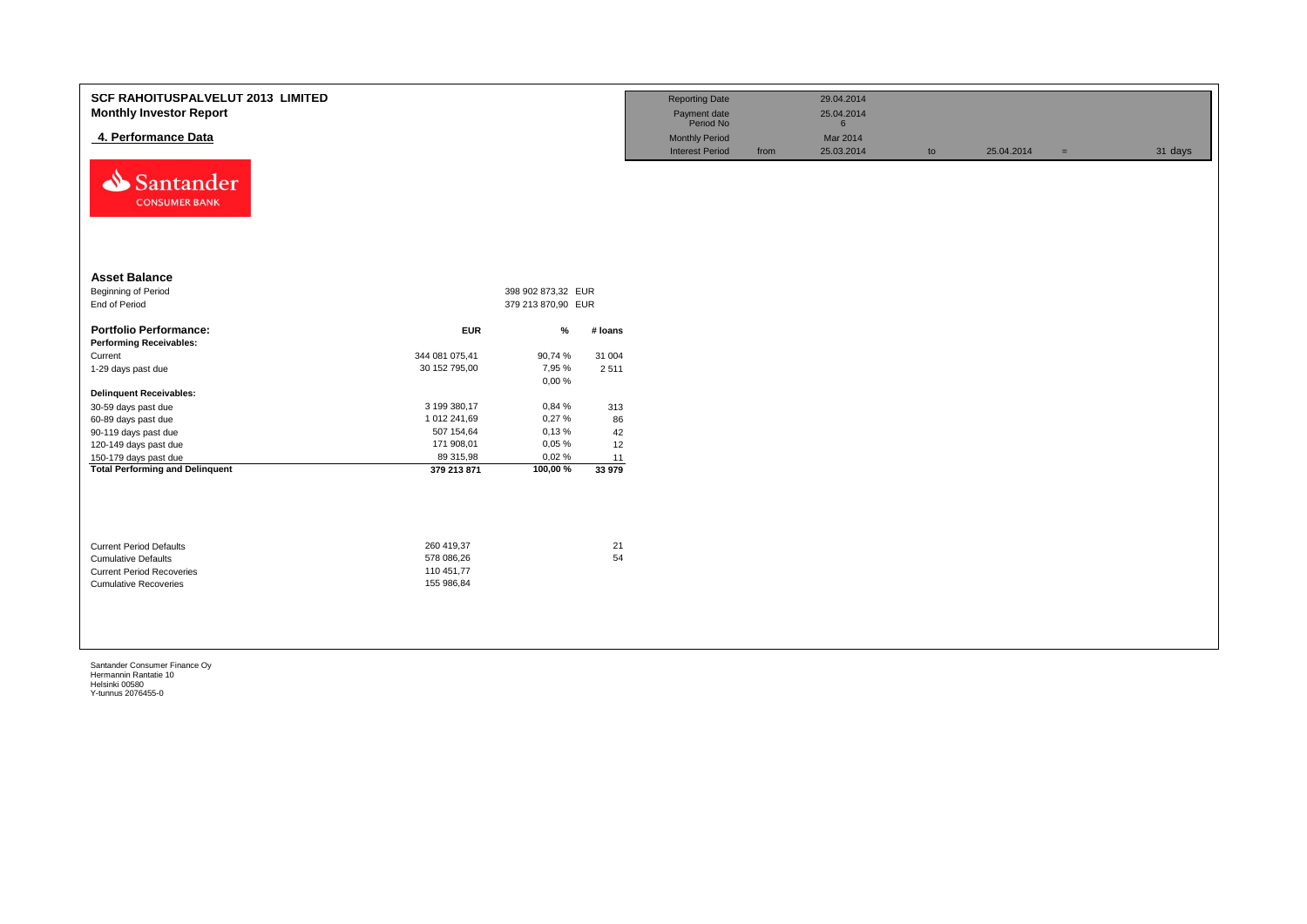# SCF RAHOITUSPALVELUT 2013 LIMITED

## Monthly Investor Report

### 4. Performance Data

| Reporting Date | | 29.04.2014 | | | | |
|---|---|---|---|---|---|---|
| Payment date | | 25.04.2014 | | | | |
| Period No | | 6 | | | | |
| Monthly Period | | Mar 2014 | | | | |
| Interest Period | from | 25.03.2014 | to | 25.04.2014 | = | 31 days |

Santander CONSUMER BANK

**Asset Balance**

| | | |
|---|---|---|
| Beginning of Period | 398 902 873,32 | EUR |
| End of Period | 379 213 870,90 | EUR |

| **Portfolio Performance:** | **EUR** | **%** | **# loans** |
|---|---|---|---|
| **Performing Receivables:** | | | |
| Current | 344 081 075,41 | 90,74 % | 31 004 |
| 1-29 days past due | 30 152 795,00 | 7,95 % | 2 511 |
| | | 0,00 % | |
| **Delinquent Receivables:** | | | |
| 30-59 days past due | 3 199 380,17 | 0,84 % | 313 |
| 60-89 days past due | 1 012 241,69 | 0,27 % | 86 |
| 90-119 days past due | 507 154,64 | 0,13 % | 42 |
| 120-149 days past due | 171 908,01 | 0,05 % | 12 |
| 150-179 days past due | 89 315,98 | 0,02 % | 11 |
| **Total Performing and Delinquent** | **379 213 871** | **100,00 %** | **33 979** |

| | | |
|---|---|---|
| Current Period Defaults | 260 419,37 | 21 |
| Cumulative Defaults | 578 086,26 | 54 |
| Current Period Recoveries | 110 451,77 | |
| Cumulative Recoveries | 155 986,84 | |

Santander Consumer Finance Oy
Hermannin Rantatie 10
Helsinki 00580
Y-tunnus 2076455-0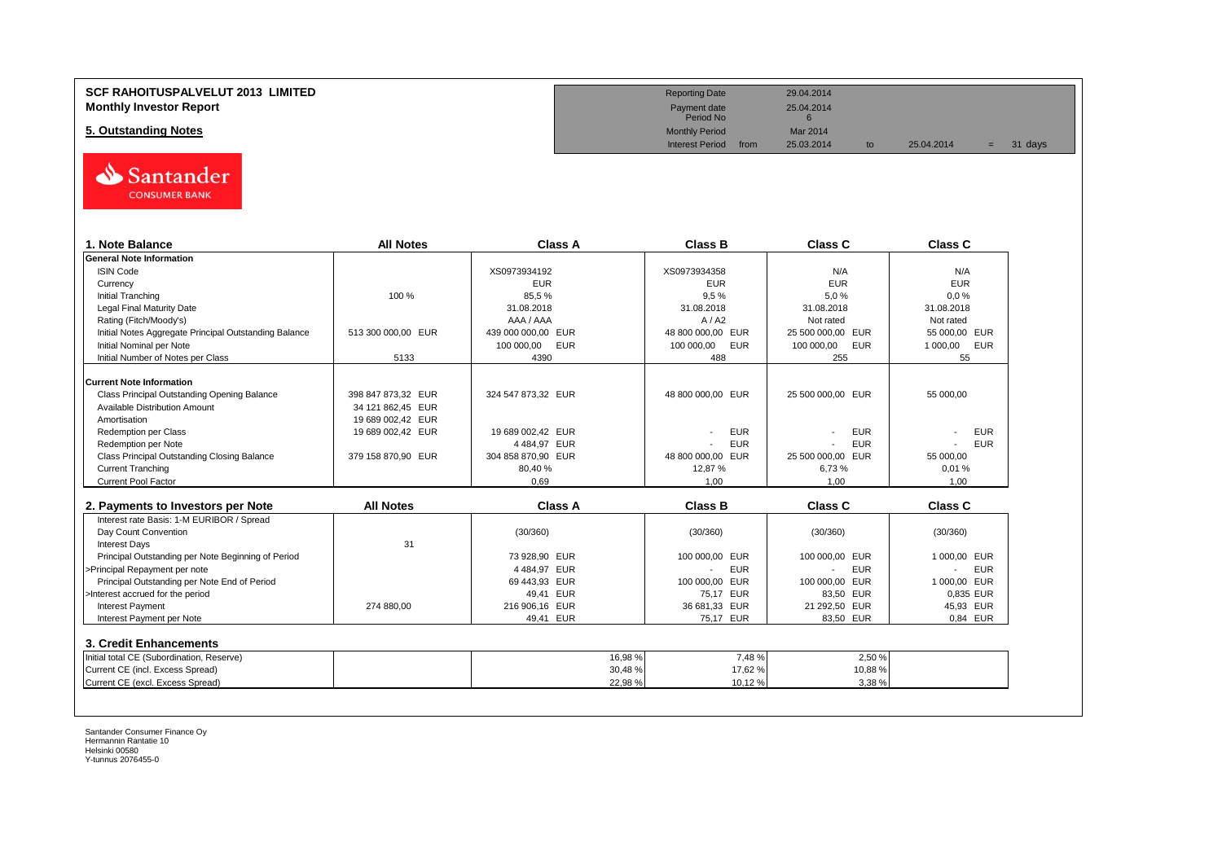**SCF RAHOITUSPALVELUT 2013 LIMITED**
**Monthly Investor Report**

**5. Outstanding Notes**

| | | | | | | |
|---|---|---|---|---|---|---|
| Reporting Date | | 29.04.2014 | | | | |
| Payment date | | 25.04.2014 | | | | |
| Period No | | 6 | | | | |
| Monthly Period | | Mar 2014 | | | | |
| Interest Period | from | 25.03.2014 | to | 25.04.2014 | = | 31 days |

| 1. Note Balance | All Notes | Class A | Class B | Class C | Class C |
|---|---|---|---|---|---|
| **General Note Information** | | | | | |
| ISIN Code | | XS0973934192 | XS0973934358 | N/A | N/A |
| Currency | | EUR | EUR | EUR | EUR |
| Initial Tranching | 100 % | 85,5 % | 9,5 % | 5,0 % | 0,0 % |
| Legal Final Maturity Date | | 31.08.2018 | 31.08.2018 | 31.08.2018 | 31.08.2018 |
| Rating (Fitch/Moody's) | | AAA / AAA | A / A2 | Not rated | Not rated |
| Initial Notes Aggregate Principal Outstanding Balance | 513 300 000,00 EUR | 439 000 000,00 EUR | 48 800 000,00 EUR | 25 500 000,00 EUR | 55 000,00 EUR |
| Initial Nominal per Note | | 100 000,00 EUR | 100 000,00 EUR | 100 000,00 EUR | 1 000,00 EUR |
| Initial Number of Notes per Class | 5133 | 4390 | 488 | 255 | 55 |
| **Current Note Information** | | | | | |
| Class Principal Outstanding Opening Balance | 398 847 873,32 EUR | 324 547 873,32 EUR | 48 800 000,00 EUR | 25 500 000,00 EUR | 55 000,00 |
| Available Distribution Amount | 34 121 862,45 EUR | | | | |
| Amortisation | 19 689 002,42 EUR | | | | |
| Redemption per Class | 19 689 002,42 EUR | 19 689 002,42 EUR | - EUR | - EUR | - EUR |
| Redemption per Note | | 4 484,97 EUR | - EUR | - EUR | - EUR |
| Class Principal Outstanding Closing Balance | 379 158 870,90 EUR | 304 858 870,90 EUR | 48 800 000,00 EUR | 25 500 000,00 EUR | 55 000,00 |
| Current Tranching | | 80,40 % | 12,87 % | 6,73 % | 0,01 % |
| Current Pool Factor | | 0,69 | 1,00 | 1,00 | 1,00 |

| 2. Payments to Investors per Note | All Notes | Class A | Class B | Class C | Class C |
|---|---|---|---|---|---|
| Interest rate Basis: 1-M EURIBOR / Spread | | | | | |
| Day Count Convention | | (30/360) | (30/360) | (30/360) | (30/360) |
| Interest Days | 31 | | | | |
| Principal Outstanding per Note Beginning of Period | | 73 928,90 EUR | 100 000,00 EUR | 100 000,00 EUR | 1 000,00 EUR |
| >Principal Repayment per note | | 4 484,97 EUR | - EUR | - EUR | - EUR |
| Principal Outstanding per Note End of Period | | 69 443,93 EUR | 100 000,00 EUR | 100 000,00 EUR | 1 000,00 EUR |
| >Interest accrued for the period | | 49,41 EUR | 75,17 EUR | 83,50 EUR | 0,835 EUR |
| Interest Payment | 274 880,00 | 216 906,16 EUR | 36 681,33 EUR | 21 292,50 EUR | 45,93 EUR |
| Interest Payment per Note | | 49,41 EUR | 75,17 EUR | 83,50 EUR | 0,84 EUR |

| 3. Credit Enhancements | | | | | |
|---|---|---|---|---|---|
| Initial total CE (Subordination, Reserve) | | 16,98 % | 7,48 % | 2,50 % | |
| Current CE (incl. Excess Spread) | | 30,48 % | 17,62 % | 10,88 % | |
| Current CE (excl. Excess Spread) | | 22,98 % | 10,12 % | 3,38 % | |

Santander Consumer Finance Oy
Hermannin Rantatie 10
Helsinki 00580
Y-tunnus 2076455-0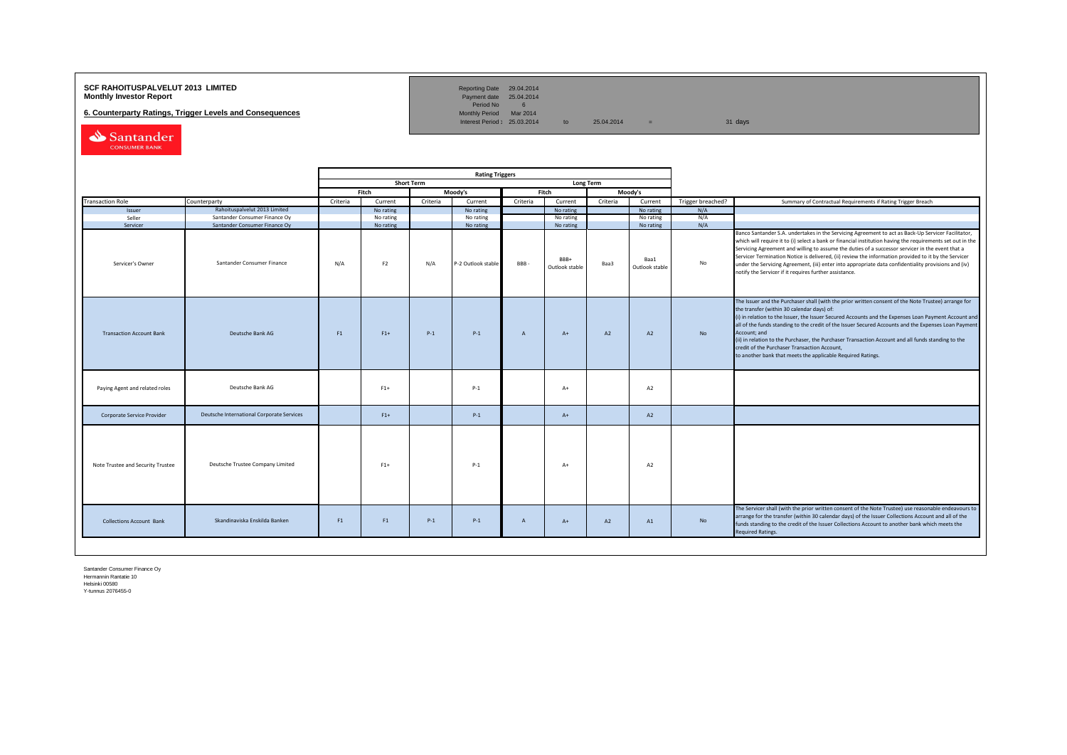**SCF RAHOITUSPALVELUT 2013 LIMITED**
**Monthly Investor Report**

**6. Counterparty Ratings, Trigger Levels and Consequences**

| | | | | |
|---|---|---|---|---|
| Reporting Date | 29.04.2014 | | | |
| Payment date | 25.04.2014 | | | |
| Period No | 6 | | | |
| Monthly Period | Mar 2014 | | | |
| Interest Period : | 25.03.2014 | to | 25.04.2014 | = 31 days |

| | | Rating Triggers | | | | | | | | | |
|---|---|---|---|---|---|---|---|---|---|---|---|
| | | Short Term | | | | Long Term | | | | | |
| | | Fitch | | Moody's | | Fitch | | Moody's | | | |
| Transaction Role | Counterparty | Criteria | Current | Criteria | Current | Criteria | Current | Criteria | Current | Trigger breached? | Summary of Contractual Requirements if Rating Trigger Breach |
| Issuer | Rahoituspalvelut 2013 Limited | | No rating | | No rating | | No rating | | No rating | N/A | |
| Seller | Santander Consumer Finance Oy | | No rating | | No rating | | No rating | | No rating | N/A | |
| Servicer | Santander Consumer Finance Oy | | No rating | | No rating | | No rating | | No rating | N/A | |
| Servicer's Owner | Santander Consumer Finance | N/A | F2 | N/A | P-2 Outlook stable | BBB - | BBB+ Outlook stable | Baa3 | Baa1 Outlook stable | No | Banco Santander S.A. undertakes in the Servicing Agreement to act as Back-Up Servicer Facilitator, which will require it to (i) select a bank or financial institution having the requirements set out in the Servicing Agreement and willing to assume the duties of a successor servicer in the event that a Servicer Termination Notice is delivered, (ii) review the information provided to it by the Servicer under the Servicing Agreement, (iii) enter into appropriate data confidentiality provisions and (iv) notify the Servicer if it requires further assistance. |
| Transaction Account Bank | Deutsche Bank AG | F1 | F1+ | P-1 | P-1 | A | A+ | A2 | A2 | No | The Issuer and the Purchaser shall (with the prior written consent of the Note Trustee) arrange for the transfer (within 30 calendar days) of:<br>(i) in relation to the Issuer, the Issuer Secured Accounts and the Expenses Loan Payment Account and all of the funds standing to the credit of the Issuer Secured Accounts and the Expenses Loan Payment Account; and<br>(ii) in relation to the Purchaser, the Purchaser Transaction Account and all funds standing to the credit of the Purchaser Transaction Account,<br>to another bank that meets the applicable Required Ratings. |
| Paying Agent and related roles | Deutsche Bank AG | | F1+ | | P-1 | | A+ | | A2 | | |
| Corporate Service Provider | Deutsche International Corporate Services | | F1+ | | P-1 | | A+ | | A2 | | |
| Note Trustee and Security Trustee | Deutsche Trustee Company Limited | | F1+ | | P-1 | | A+ | | A2 | | |
| Collections Account Bank | Skandinaviska Enskilda Banken | F1 | F1 | P-1 | P-1 | A | A+ | A2 | A1 | No | The Servicer shall (with the prior written consent of the Note Trustee) use reasonable endeavours to arrange for the transfer (within 30 calendar days) of the Issuer Collections Account and all of the funds standing to the credit of the Issuer Collections Account to another bank which meets the Required Ratings. |

Santander Consumer Finance Oy
Hermannin Rantatie 10
Helsinki 00580
Y-tunnus 2076455-0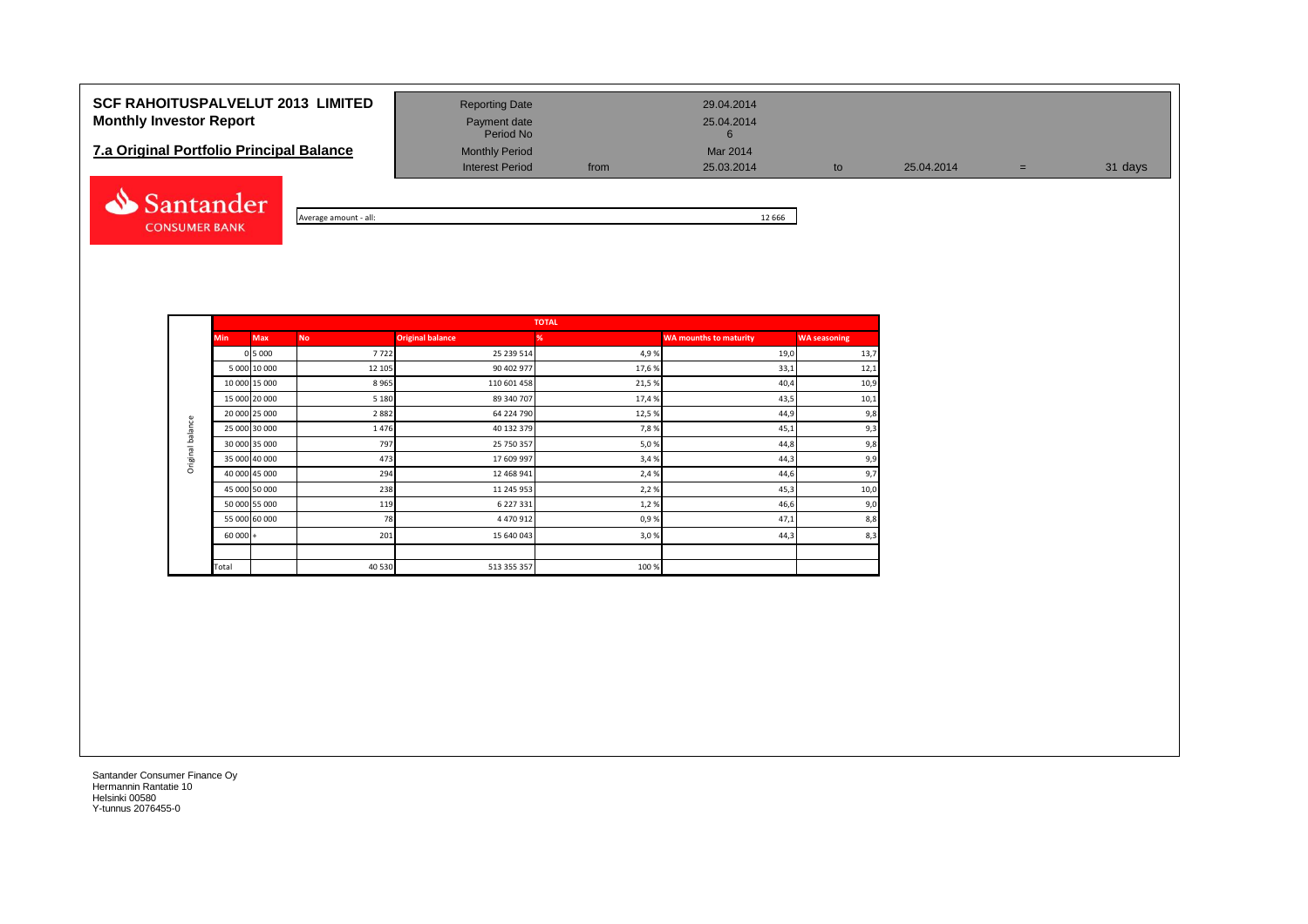# SCF RAHOITUSPALVELUT 2013 LIMITED
## Monthly Investor Report

## 7.a Original Portfolio Principal Balance

| | | | | | |
|---|---|---|---|---|---|
| Reporting Date | | 29.04.2014 | | | |
| Payment date | | 25.04.2014 | | | |
| Period No | | 6 | | | |
| Monthly Period | | Mar 2014 | | | |
| Interest Period | from | 25.03.2014 | to | 25.04.2014 | = 31 days |

Santander CONSUMER BANK

Average amount - all: 12 666

| | TOTAL | | | | | | |
|---|---|---|---|---|---|---|---|
| **Original balance** | **Min** | **Max** | **No** | **Original balance** | **%** | **WA mounths to maturity** | **WA seasoning** |
| | 0 | 5 000 | 7 722 | 25 239 514 | 4,9 % | 19,0 | 13,7 |
| | 5 000 | 10 000 | 12 105 | 90 402 977 | 17,6 % | 33,1 | 12,1 |
| | 10 000 | 15 000 | 8 965 | 110 601 458 | 21,5 % | 40,4 | 10,9 |
| | 15 000 | 20 000 | 5 180 | 89 340 707 | 17,4 % | 43,5 | 10,1 |
| | 20 000 | 25 000 | 2 882 | 64 224 790 | 12,5 % | 44,9 | 9,8 |
| | 25 000 | 30 000 | 1 476 | 40 132 379 | 7,8 % | 45,1 | 9,3 |
| | 30 000 | 35 000 | 797 | 25 750 357 | 5,0 % | 44,8 | 9,8 |
| | 35 000 | 40 000 | 473 | 17 609 997 | 3,4 % | 44,3 | 9,9 |
| | 40 000 | 45 000 | 294 | 12 468 941 | 2,4 % | 44,6 | 9,7 |
| | 45 000 | 50 000 | 238 | 11 245 953 | 2,2 % | 45,3 | 10,0 |
| | 50 000 | 55 000 | 119 | 6 227 331 | 1,2 % | 46,6 | 9,0 |
| | 55 000 | 60 000 | 78 | 4 470 912 | 0,9 % | 47,1 | 8,8 |
| | 60 000 | + | 201 | 15 640 043 | 3,0 % | 44,3 | 8,3 |
| | | | | | | | |
| | Total | | 40 530 | 513 355 357 | 100 % | | |

Santander Consumer Finance Oy
Hermannin Rantatie 10
Helsinki 00580
Y-tunnus 2076455-0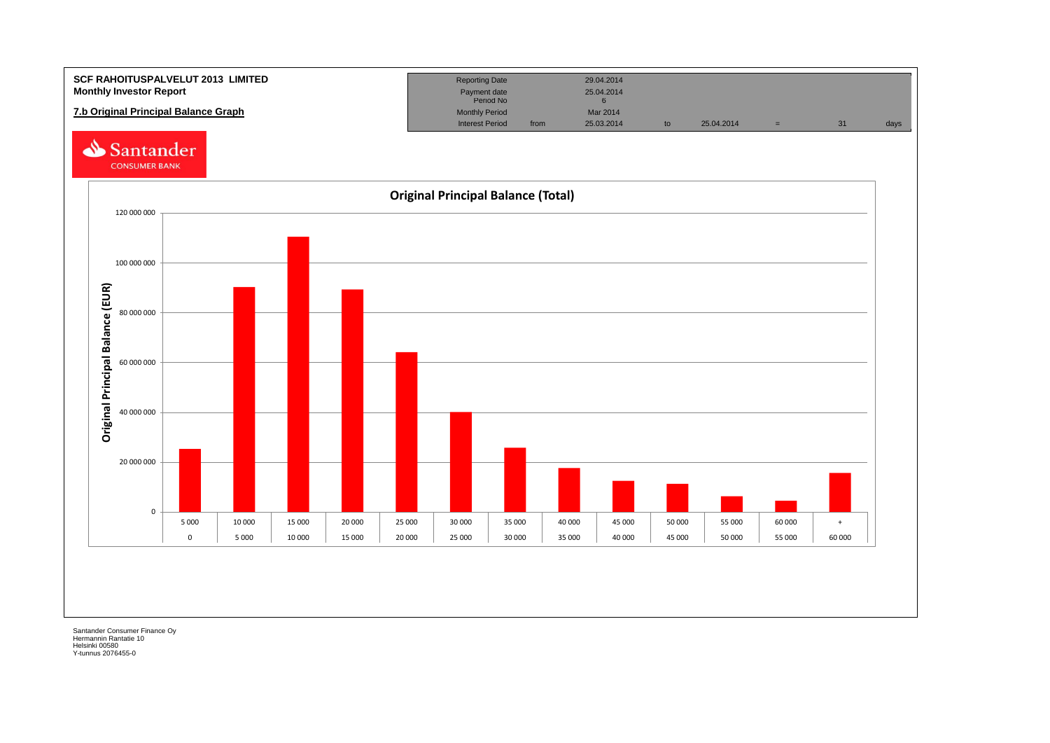**SCF RAHOITUSPALVELUT 2013 LIMITED**
**Monthly Investor Report**

**7.b Original Principal Balance Graph**

| Reporting Date | | 29.04.2014 | | | | | |
|---|---|---|---|---|---|---|---|
| Payment date | | 25.04.2014 | | | | | |
| Period No | | 6 | | | | | |
| Monthly Period | | Mar 2014 | | | | | |
| Interest Period | from | 25.03.2014 | to | 25.04.2014 | = | 31 | days |

Santander CONSUMER BANK

**Original Principal Balance (Total)**

Original Principal Balance (EUR)

| From | To | Original Principal Balance (EUR, approx.) |
|---|---|---|
| 0 | 5 000 | 25 500 000 |
| 5 000 | 10 000 | 90 000 000 |
| 10 000 | 15 000 | 110 500 000 |
| 15 000 | 20 000 | 89 000 000 |
| 20 000 | 25 000 | 64 000 000 |
| 25 000 | 30 000 | 40 000 000 |
| 30 000 | 35 000 | 26 000 000 |
| 35 000 | 40 000 | 17 500 000 |
| 40 000 | 45 000 | 12 500 000 |
| 45 000 | 50 000 | 11 000 000 |
| 50 000 | 55 000 | 6 000 000 |
| 55 000 | 60 000 | 4 500 000 |
| 60 000 | + | 15 500 000 |

Santander Consumer Finance Oy
Hermannin Rantatie 10
Helsinki 00580
Y-tunnus 2076455-0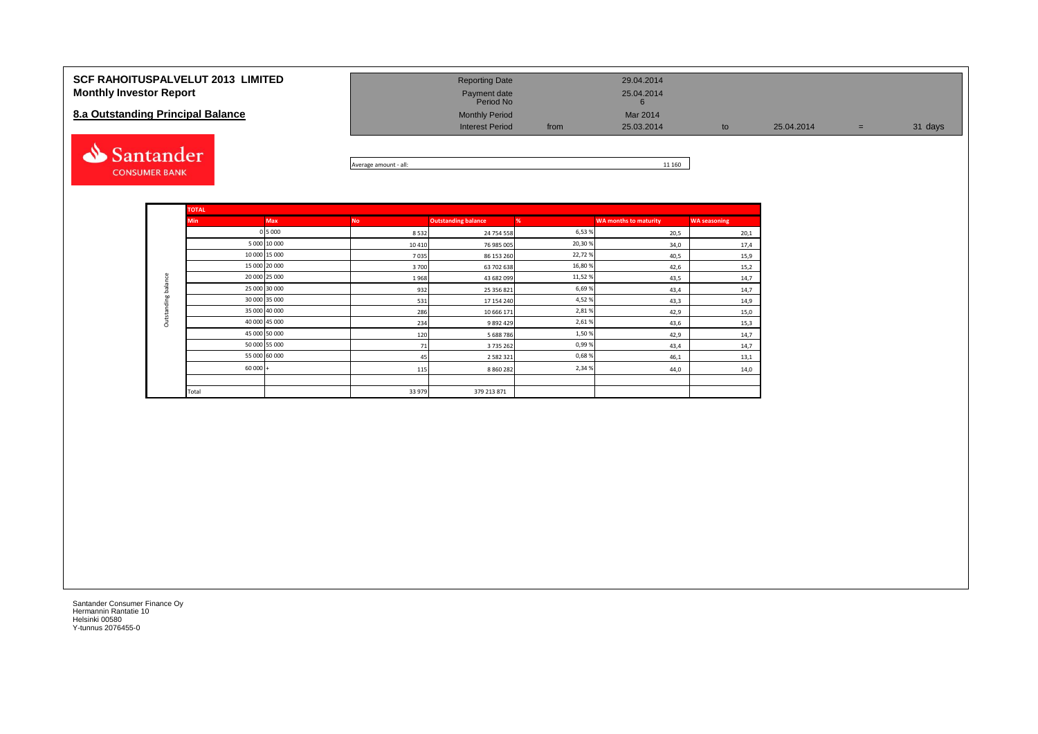**SCF RAHOITUSPALVELUT 2013 LIMITED**
**Monthly Investor Report**

## 8.a Outstanding Principal Balance

| | | | | | | |
|---|---|---|---|---|---|---|
| Reporting Date | | 29.04.2014 | | | | |
| Payment date | | 25.04.2014 | | | | |
| Period No | | 6 | | | | |
| Monthly Period | | Mar 2014 | | | | |
| Interest Period | from | 25.03.2014 | to | 25.04.2014 | = | 31 days |

Santander CONSUMER BANK

Average amount - all: 11 160

**TOTAL** — Outstanding balance

| Min | Max | No | Outstanding balance | % | WA months to maturity | WA seasoning |
|---|---|---|---|---|---|---|
| 0 | 5 000 | 8 532 | 24 754 558 | 6,53 % | 20,5 | 20,1 |
| 5 000 | 10 000 | 10 410 | 76 985 005 | 20,30 % | 34,0 | 17,4 |
| 10 000 | 15 000 | 7 035 | 86 153 260 | 22,72 % | 40,5 | 15,9 |
| 15 000 | 20 000 | 3 700 | 63 702 638 | 16,80 % | 42,6 | 15,2 |
| 20 000 | 25 000 | 1 968 | 43 682 099 | 11,52 % | 43,5 | 14,7 |
| 25 000 | 30 000 | 932 | 25 356 821 | 6,69 % | 43,4 | 14,7 |
| 30 000 | 35 000 | 531 | 17 154 240 | 4,52 % | 43,3 | 14,9 |
| 35 000 | 40 000 | 286 | 10 666 171 | 2,81 % | 42,9 | 15,0 |
| 40 000 | 45 000 | 234 | 9 892 429 | 2,61 % | 43,6 | 15,3 |
| 45 000 | 50 000 | 120 | 5 688 786 | 1,50 % | 42,9 | 14,7 |
| 50 000 | 55 000 | 71 | 3 735 262 | 0,99 % | 43,4 | 14,7 |
| 55 000 | 60 000 | 45 | 2 582 321 | 0,68 % | 46,1 | 13,1 |
| 60 000 | + | 115 | 8 860 282 | 2,34 % | 44,0 | 14,0 |
| | | | | | | |
| Total | | 33 979 | 379 213 871 | | | |

Santander Consumer Finance Oy
Hermannin Rantatie 10
Helsinki 00580
Y-tunnus 2076455-0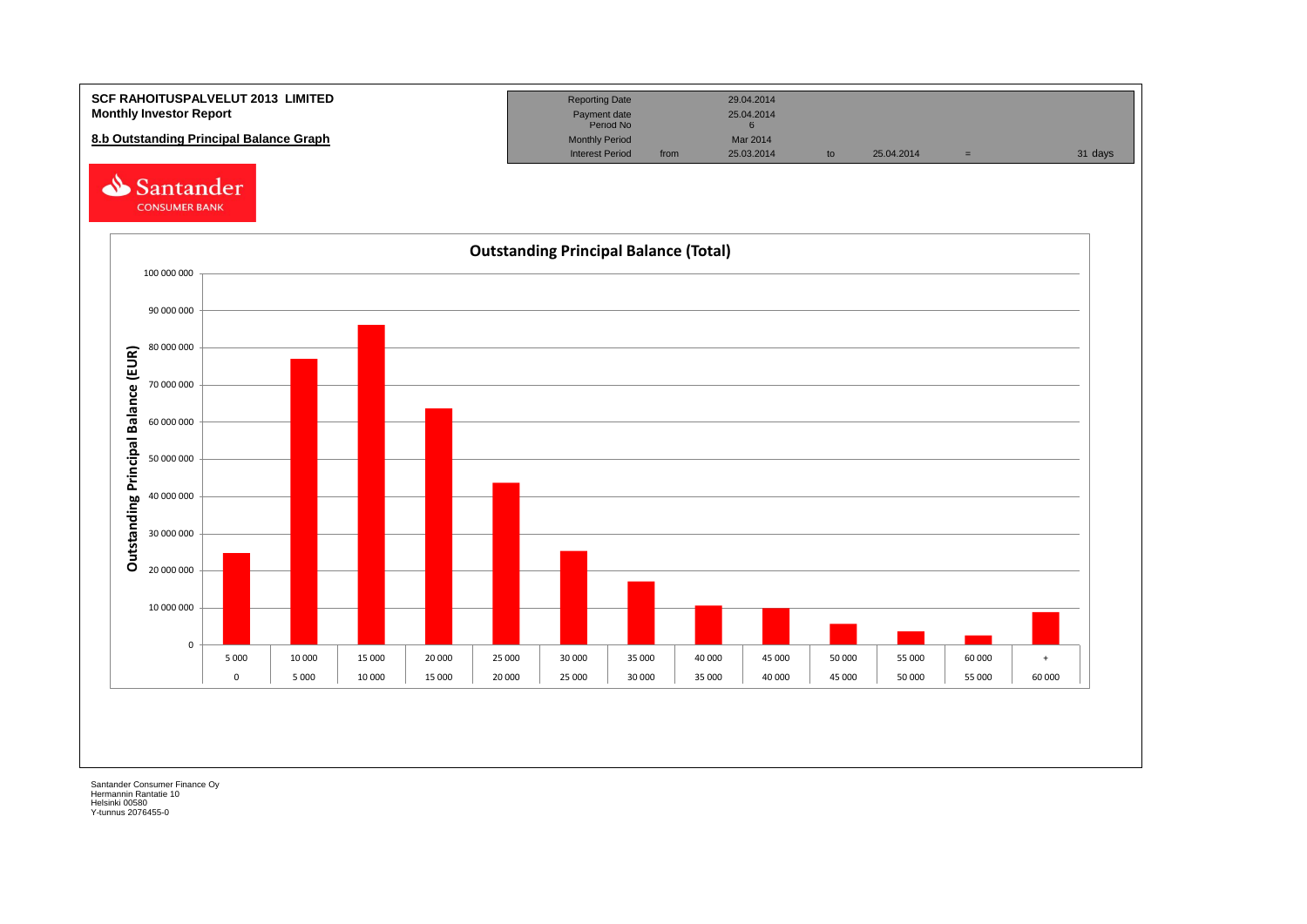**SCF RAHOITUSPALVELUT 2013 LIMITED**
**Monthly Investor Report**

**8.b Outstanding Principal Balance Graph**

| Reporting Date | | 29.04.2014 | | | | |
|---|---|---|---|---|---|---|
| Payment date | | 25.04.2014 | | | | |
| Period No | | 6 | | | | |
| Monthly Period | | Mar 2014 | | | | |
| Interest Period | from | 25.03.2014 | to | 25.04.2014 | = | 31 days |

Santander CONSUMER BANK

**Outstanding Principal Balance (Total)**

Outstanding Principal Balance (EUR)

| From | To |
|---|---|
| 0 | 5 000 |
| 5 000 | 10 000 |
| 10 000 | 15 000 |
| 15 000 | 20 000 |
| 20 000 | 25 000 |
| 25 000 | 30 000 |
| 30 000 | 35 000 |
| 35 000 | 40 000 |
| 40 000 | 45 000 |
| 45 000 | 50 000 |
| 50 000 | 55 000 |
| 55 000 | 60 000 |
| 60 000 | + |

Santander Consumer Finance Oy
Hermannin Rantatie 10
Helsinki 00580
Y-tunnus 2076455-0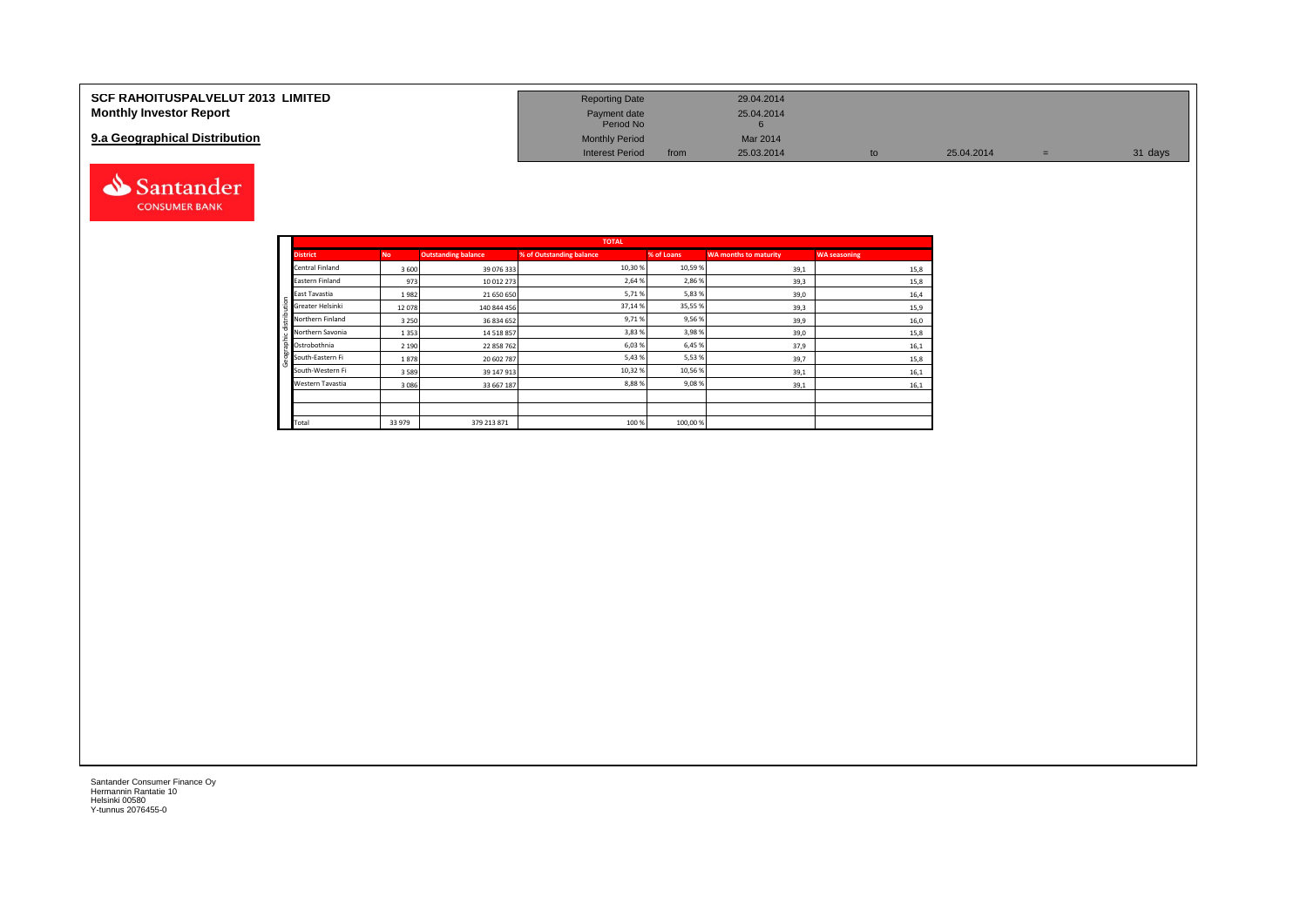# SCF RAHOITUSPALVELUT 2013 LIMITED
## Monthly Investor Report

## 9.a Geographical Distribution

| | | | | | |
|---|---|---|---|---|---|
| Reporting Date | | 29.04.2014 | | | |
| Payment date | | 25.04.2014 | | | |
| Period No | | 6 | | | |
| Monthly Period | | Mar 2014 | | | |
| Interest Period | from | 25.03.2014 | to | 25.04.2014 | = 31 days |

| | TOTAL | | | | | |
|---|---|---|---|---|---|---|
| **District** | **No** | **Outstanding balance** | **% of Outstanding balance** | **% of Loans** | **WA months to maturity** | **WA seasoning** |
| Central Finland | 3 600 | 39 076 333 | 10,30 % | 10,59 % | 39,1 | 15,8 |
| Eastern Finland | 973 | 10 012 273 | 2,64 % | 2,86 % | 39,3 | 15,8 |
| East Tavastia | 1 982 | 21 650 650 | 5,71 % | 5,83 % | 39,0 | 16,4 |
| Greater Helsinki | 12 078 | 140 844 456 | 37,14 % | 35,55 % | 39,3 | 15,9 |
| Northern Finland | 3 250 | 36 834 652 | 9,71 % | 9,56 % | 39,9 | 16,0 |
| Northern Savonia | 1 353 | 14 518 857 | 3,83 % | 3,98 % | 39,0 | 15,8 |
| Ostrobothnia | 2 190 | 22 858 762 | 6,03 % | 6,45 % | 37,9 | 16,1 |
| South-Eastern Fi | 1 878 | 20 602 787 | 5,43 % | 5,53 % | 39,7 | 15,8 |
| South-Western Fi | 3 589 | 39 147 913 | 10,32 % | 10,56 % | 39,1 | 16,1 |
| Western Tavastia | 3 086 | 33 667 187 | 8,88 % | 9,08 % | 39,1 | 16,1 |
| | | | | | | |
| | | | | | | |
| Total | 33 979 | 379 213 871 | 100 % | 100,00 % | | |

Santander Consumer Finance Oy
Hermannin Rantatie 10
Helsinki 00580
Y-tunnus 2076455-0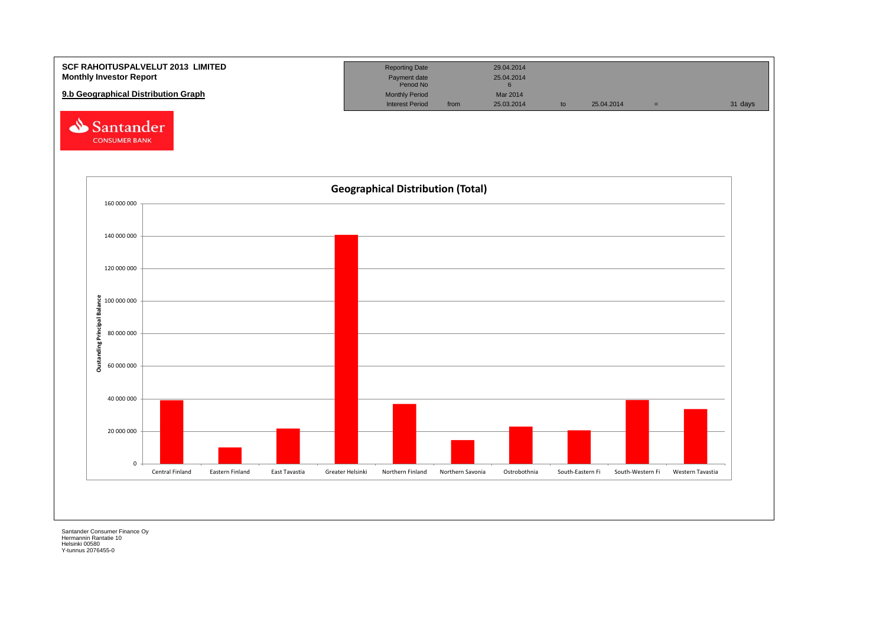**SCF RAHOITUSPALVELUT 2013 LIMITED**
**Monthly Investor Report**

**9.b Geographical Distribution Graph**

| Reporting Date | | 29.04.2014 | | | | |
|---|---|---|---|---|---|---|
| Payment date | | 25.04.2014 | | | | |
| Period No | | 6 | | | | |
| Monthly Period | | Mar 2014 | | | | |
| Interest Period | from | 25.03.2014 | to | 25.04.2014 | = | 31 days |

Santander CONSUMER BANK

**Geographical Distribution (Total)**

Oustanding Principal Balance

160 000 000
140 000 000
120 000 000
100 000 000
80 000 000
60 000 000
40 000 000
20 000 000
0

Central Finland | Eastern Finland | East Tavastia | Greater Helsinki | Northern Finland | Northern Savonia | Ostrobothnia | South-Eastern Fi | South-Western Fi | Western Tavastia

Santander Consumer Finance Oy
Hermannin Rantatie 10
Helsinki 00580
Y-tunnus 2076455-0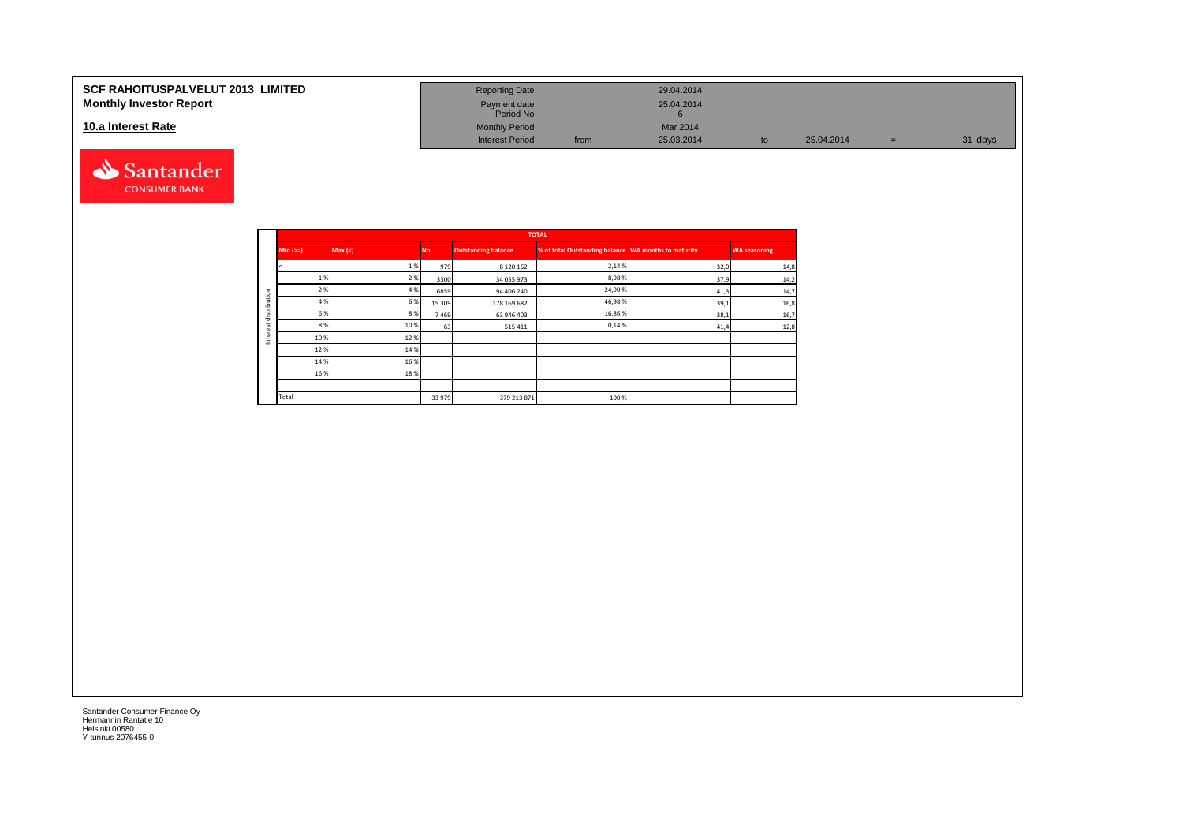# SCF RAHOITUSPALVELUT 2013 LIMITED
## Monthly Investor Report

### 10.a Interest Rate

| | | | | | | |
|---|---|---|---|---|---|---|
| Reporting Date | | 29.04.2014 | | | | |
| Payment date | | 25.04.2014 | | | | |
| Period No | | 6 | | | | |
| Monthly Period | | Mar 2014 | | | | |
| Interest Period | from | 25.03.2014 | to | 25.04.2014 | = | 31 days |

| | TOTAL | | | | | | |
|---|---|---|---|---|---|---|---|
| | Min (>=) | Max (<) | No | Outstanding balance | % of total Outstanding balance | WA months to maturity | WA seasoning |
| Interest distribution | < | 1 % | 979 | 8 120 162 | 2,14 % | 32,0 | 14,8 |
| | 1 % | 2 % | 3300 | 34 055 973 | 8,98 % | 37,9 | 14,2 |
| | 2 % | 4 % | 6859 | 94 406 240 | 24,90 % | 41,3 | 14,7 |
| | 4 % | 6 % | 15 309 | 178 169 682 | 46,98 % | 39,1 | 16,8 |
| | 6 % | 8 % | 7 469 | 63 946 403 | 16,86 % | 38,1 | 16,7 |
| | 8 % | 10 % | 63 | 515 411 | 0,14 % | 41,4 | 12,8 |
| | 10 % | 12 % | | | | | |
| | 12 % | 14 % | | | | | |
| | 14 % | 16 % | | | | | |
| | 16 % | 18 % | | | | | |
| | | | | | | | |
| | Total | | 33 979 | 379 213 871 | 100 % | | |

Santander Consumer Finance Oy
Hermannin Rantatie 10
Helsinki 00580
Y-tunnus 2076455-0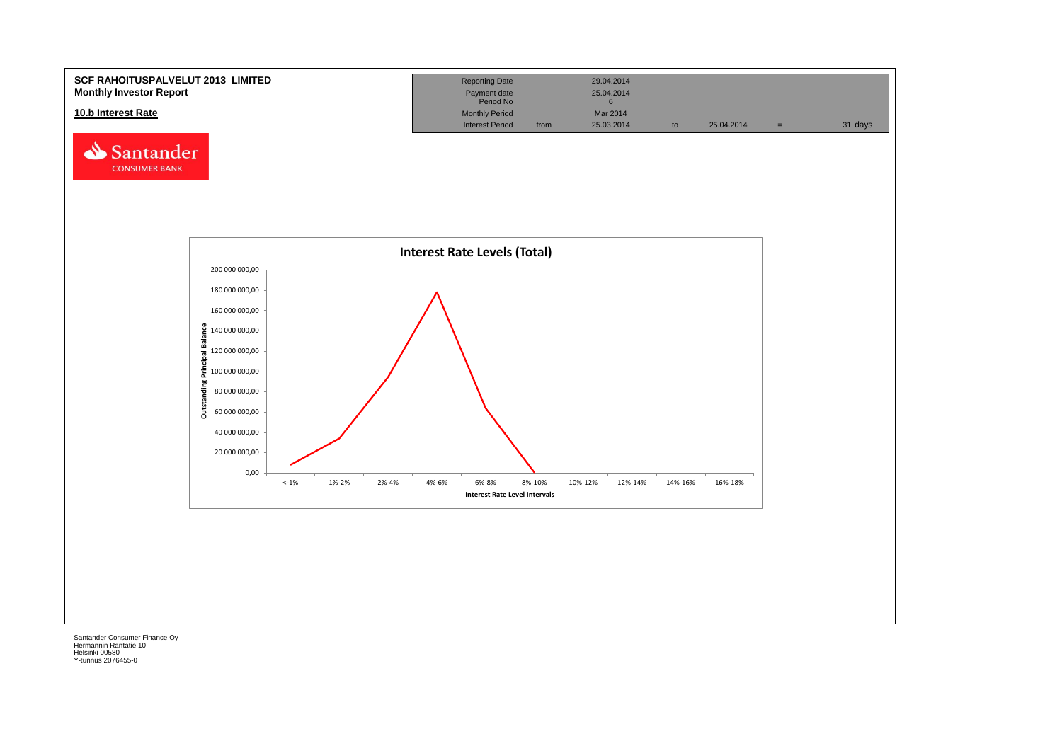**SCF RAHOITUSPALVELUT 2013 LIMITED**
**Monthly Investor Report**

**10.b Interest Rate**

| Reporting Date | | 29.04.2014 | | | | |
|---|---|---|---|---|---|---|
| Payment date | | 25.04.2014 | | | | |
| Period No | | 6 | | | | |
| Monthly Period | | Mar 2014 | | | | |
| Interest Period | from | 25.03.2014 | to | 25.04.2014 | = | 31 days |

Santander CONSUMER BANK

**Interest Rate Levels (Total)**

Outstanding Principal Balance: 0,00; 20 000 000,00; 40 000 000,00; 60 000 000,00; 80 000 000,00; 100 000 000,00; 120 000 000,00; 140 000 000,00; 160 000 000,00; 180 000 000,00; 200 000 000,00

Interest Rate Level Intervals: <-1%, 1%-2%, 2%-4%, 4%-6%, 6%-8%, 8%-10%, 10%-12%, 12%-14%, 14%-16%, 16%-18%

Santander Consumer Finance Oy
Hermannin Rantatie 10
Helsinki 00580
Y-tunnus 2076455-0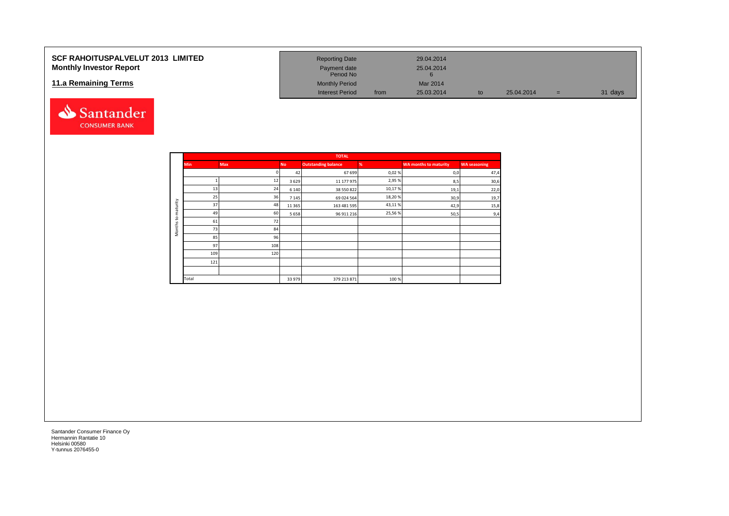# SCF RAHOITUSPALVELUT 2013 LIMITED
## Monthly Investor Report

## 11.a Remaining Terms

| | | | | | |
|---|---|---|---|---|---|
| Reporting Date | | 29.04.2014 | | | |
| Payment date | | 25.04.2014 | | | |
| Period No | | 6 | | | |
| Monthly Period | | Mar 2014 | | | |
| Interest Period | from | 25.03.2014 | to | 25.04.2014 | = 31 days |

| | TOTAL | | | | | | |
|---|---|---|---|---|---|---|---|
| | Min | Max | No | Outstanding balance | % | WA months to maturity | WA seasoning |
| Months to maturity | | 0 | 42 | 67 699 | 0,02 % | 0,0 | 47,4 |
| | 1 | 12 | 3 629 | 11 177 975 | 2,95 % | 8,5 | 30,6 |
| | 13 | 24 | 6 140 | 38 550 822 | 10,17 % | 19,1 | 22,0 |
| | 25 | 36 | 7 145 | 69 024 564 | 18,20 % | 30,9 | 19,7 |
| | 37 | 48 | 11 365 | 163 481 595 | 43,11 % | 42,9 | 15,8 |
| | 49 | 60 | 5 658 | 96 911 216 | 25,56 % | 50,5 | 9,4 |
| | 61 | 72 | | | | | |
| | 73 | 84 | | | | | |
| | 85 | 96 | | | | | |
| | 97 | 108 | | | | | |
| | 109 | 120 | | | | | |
| | 121 | | | | | | |
| | | | | | | | |
| | Total | | 33 979 | 379 213 871 | 100 % | | |

Santander Consumer Finance Oy
Hermannin Rantatie 10
Helsinki 00580
Y-tunnus 2076455-0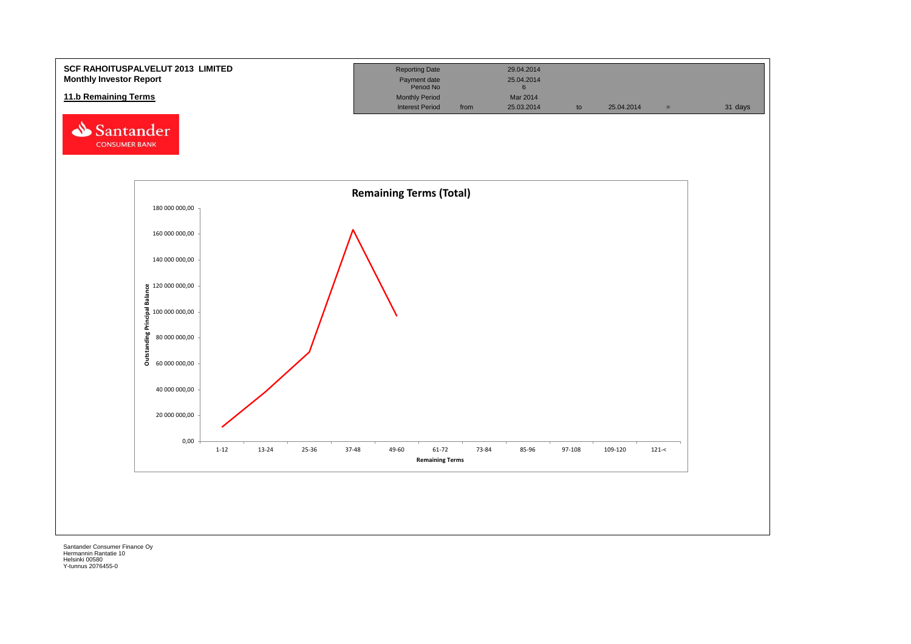**SCF RAHOITUSPALVELUT 2013 LIMITED**
**Monthly Investor Report**

**11.b Remaining Terms**

| Reporting Date | | 29.04.2014 | | | | |
|---|---|---|---|---|---|---|
| Payment date | | 25.04.2014 | | | | |
| Period No | | 6 | | | | |
| Monthly Period | | Mar 2014 | | | | |
| Interest Period | from | 25.03.2014 | to | 25.04.2014 | = | 31 days |

Santander CONSUMER BANK

**Remaining Terms (Total)**

Outstanding Principal Balance (y-axis): 0,00 – 180 000 000,00

Remaining Terms (x-axis): 1-12, 13-24, 25-36, 37-48, 49-60, 61-72, 73-84, 85-96, 97-108, 109-120, 121-<

Santander Consumer Finance Oy
Hermannin Rantatie 10
Helsinki 00580
Y-tunnus 2076455-0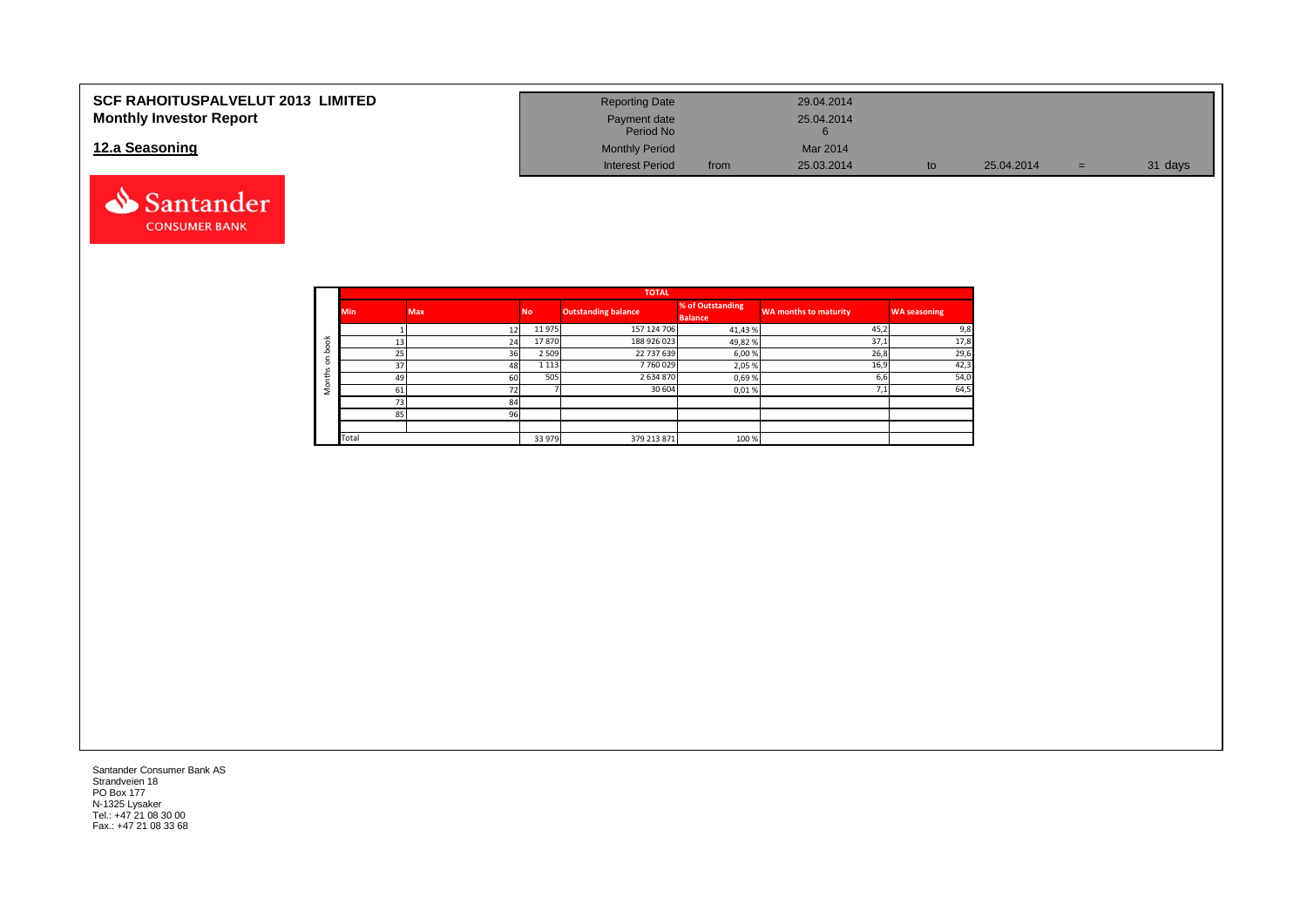# SCF RAHOITUSPALVELUT 2013 LIMITED
## Monthly Investor Report

## 12.a Seasoning

| | | | | | |
|---|---|---|---|---|---|
| Reporting Date | | 29.04.2014 | | | |
| Payment date<br>Period No | | 25.04.2014<br>6 | | | |
| Monthly Period | | Mar 2014 | | | |
| Interest Period | from | 25.03.2014 | to | 25.04.2014 = | 31 days |

| | TOTAL | | | | | | |
|---|---|---|---|---|---|---|---|
| | Min | Max | No | Outstanding balance | % of Outstanding Balance | WA months to maturity | WA seasoning |
| Months on book | 1 | 12 | 11 975 | 157 124 706 | 41,43 % | 45,2 | 9,8 |
| | 13 | 24 | 17 870 | 188 926 023 | 49,82 % | 37,1 | 17,8 |
| | 25 | 36 | 2 509 | 22 737 639 | 6,00 % | 26,8 | 29,6 |
| | 37 | 48 | 1 113 | 7 760 029 | 2,05 % | 16,9 | 42,3 |
| | 49 | 60 | 505 | 2 634 870 | 0,69 % | 6,6 | 54,0 |
| | 61 | 72 | 7 | 30 604 | 0,01 % | 7,1 | 64,5 |
| | 73 | 84 | | | | | |
| | 85 | 96 | | | | | |
| | | | | | | | |
| | Total | | 33 979 | 379 213 871 | 100 % | | |

Santander Consumer Bank AS
Strandveien 18
PO Box 177
N-1325 Lysaker
Tel.: +47 21 08 30 00
Fax.: +47 21 08 33 68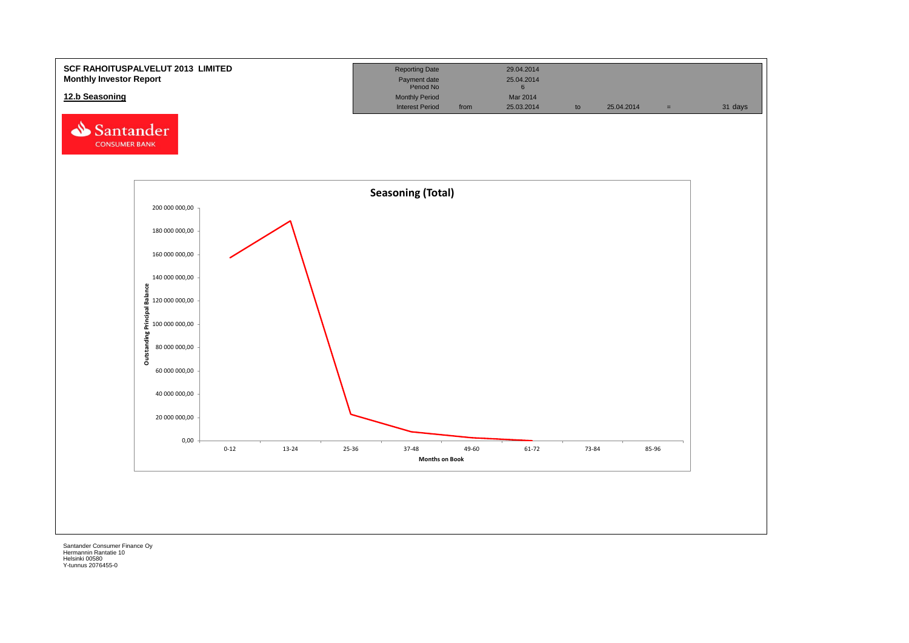**SCF RAHOITUSPALVELUT 2013 LIMITED**
**Monthly Investor Report**

**12.b Seasoning**

| Reporting Date | | 29.04.2014 | | | | |
|---|---|---|---|---|---|---|
| Payment date<br>Period No | | 25.04.2014<br>6 | | | | |
| Monthly Period | | Mar 2014 | | | | |
| Interest Period | from | 25.03.2014 | to | 25.04.2014 | = | 31 days |

Santander CONSUMER BANK

**Seasoning (Total)**

Outstanding Principal Balance

200 000 000,00
180 000 000,00
160 000 000,00
140 000 000,00
120 000 000,00
100 000 000,00
80 000 000,00
60 000 000,00
40 000 000,00
20 000 000,00
0,00

0-12 | 13-24 | 25-36 | 37-48 | 49-60 | 61-72 | 73-84 | 85-96

**Months on Book**

Santander Consumer Finance Oy
Hermannin Rantatie 10
Helsinki 00580
Y-tunnus 2076455-0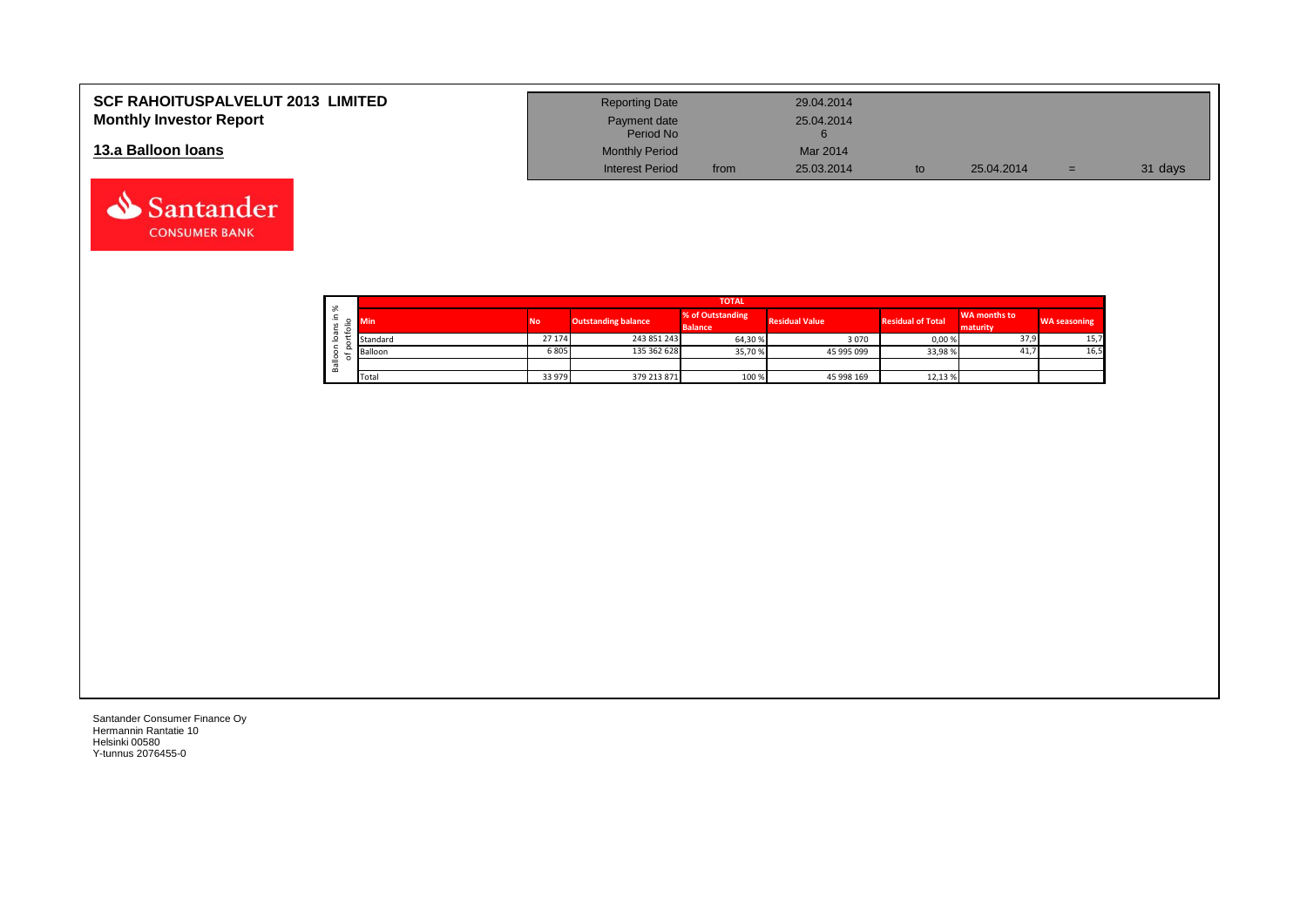# SCF RAHOITUSPALVELUT 2013 LIMITED
## Monthly Investor Report

## 13.a Balloon loans

| | | | | | |
|---|---|---|---|---|---|
| Reporting Date | | 29.04.2014 | | | |
| Payment date | | 25.04.2014 | | | |
| Period No | | 6 | | | |
| Monthly Period | | Mar 2014 | | | |
| Interest Period | from | 25.03.2014 | to | 25.04.2014 | = 31 days |

Santander CONSUMER BANK

**Balloon loans in % of portfolio**

| TOTAL | | | | | | | |
|---|---|---|---|---|---|---|---|
| Min | No | Outstanding balance | % of Outstanding Balance | Residual Value | Residual of Total | WA months to maturity | WA seasoning |
| Standard | 27 174 | 243 851 243 | 64,30 % | 3 070 | 0,00 % | 37,9 | 15,7 |
| Balloon | 6 805 | 135 362 628 | 35,70 % | 45 995 099 | 33,98 % | 41,7 | 16,5 |
| | | | | | | | |
| Total | 33 979 | 379 213 871 | 100 % | 45 998 169 | 12,13 % | | |

Santander Consumer Finance Oy
Hermannin Rantatie 10
Helsinki 00580
Y-tunnus 2076455-0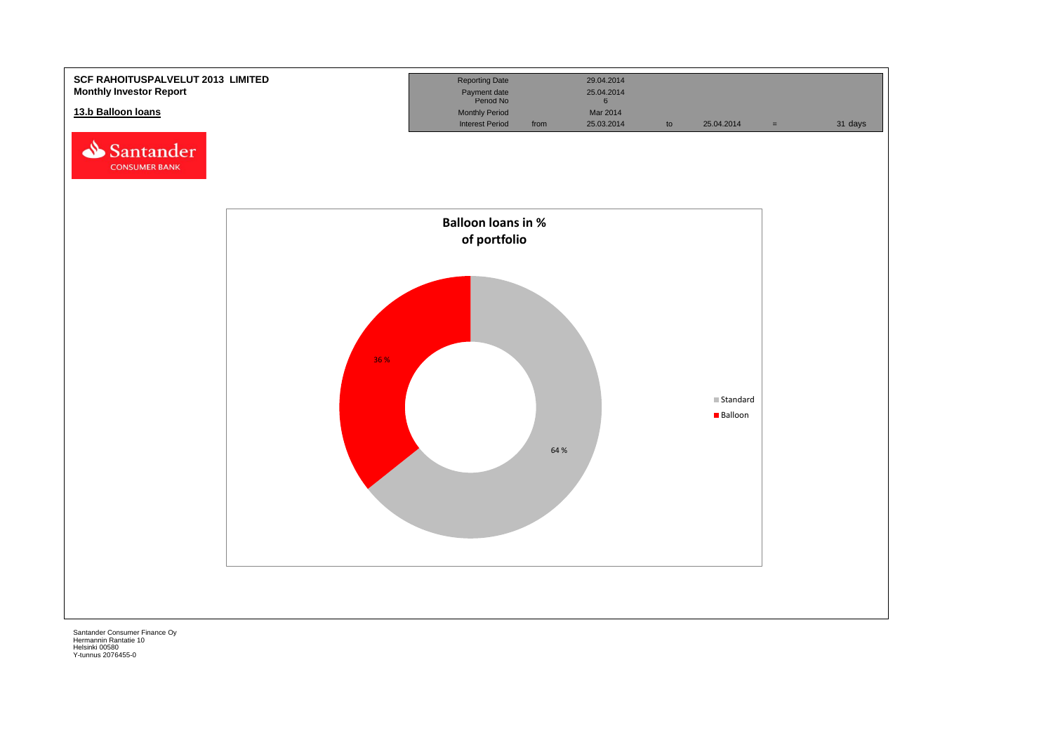**SCF RAHOITUSPALVELUT 2013 LIMITED**
**Monthly Investor Report**

**13.b Balloon loans**

| Reporting Date | | 29.04.2014 | | | | |
|---|---|---|---|---|---|---|
| Payment date | | 25.04.2014 | | | | |
| Period No | | 6 | | | | |
| Monthly Period | | Mar 2014 | | | | |
| Interest Period | from | 25.03.2014 | to | 25.04.2014 | = | 31 days |

**Balloon loans in % of portfolio**

| | % |
|---|---|
| Standard | 64 % |
| Balloon | 36 % |

Santander Consumer Finance Oy
Hermannin Rantatie 10
Helsinki 00580
Y-tunnus 2076455-0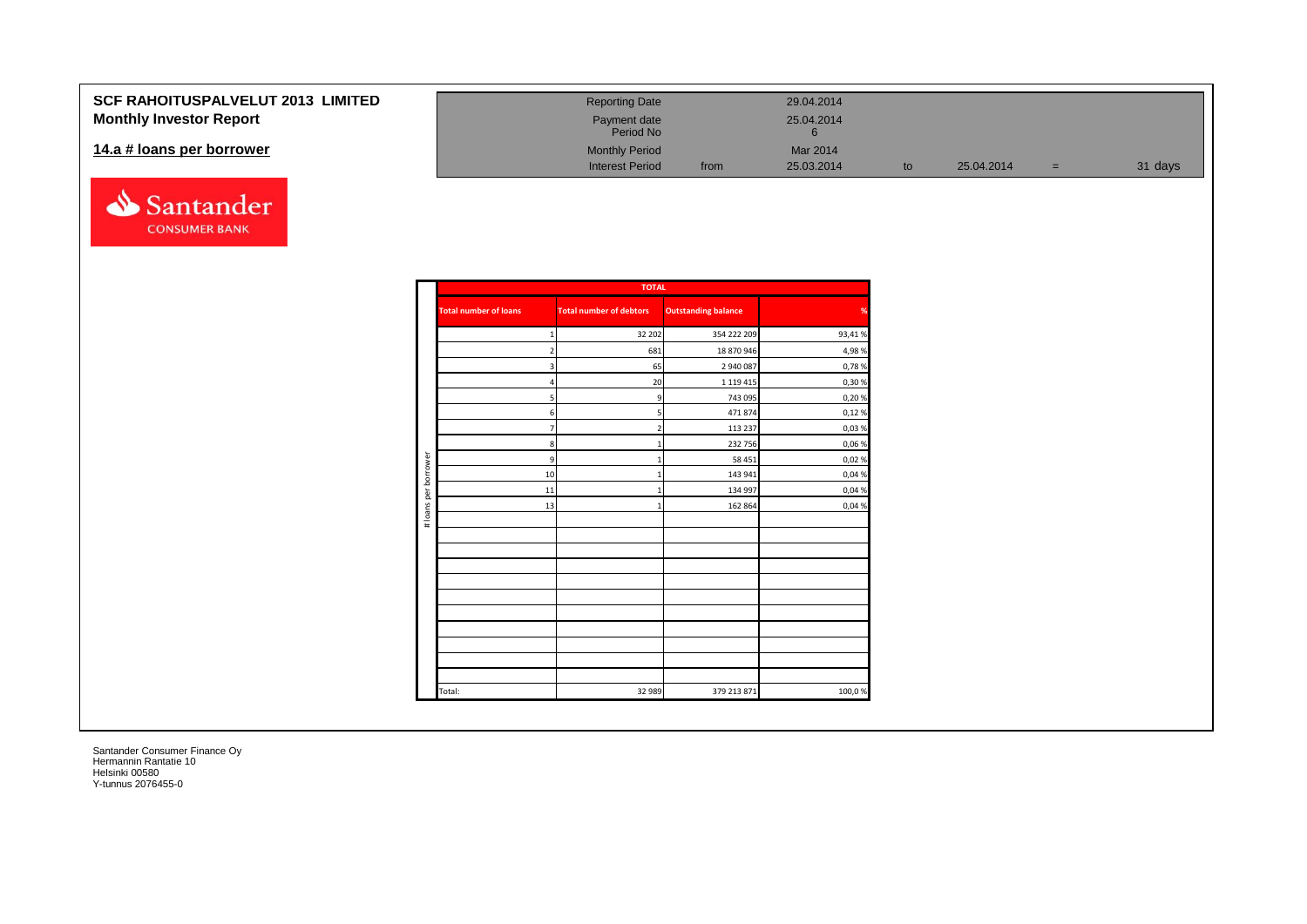**SCF RAHOITUSPALVELUT 2013 LIMITED**
**Monthly Investor Report**

## 14.a # loans per borrower

| | | | | | | |
|---|---|---|---|---|---|---|
| Reporting Date | | 29.04.2014 | | | | |
| Payment date | | 25.04.2014 | | | | |
| Period No | | 6 | | | | |
| Monthly Period | | Mar 2014 | | | | |
| Interest Period | from | 25.03.2014 | to | 25.04.2014 | = | 31 days |

| # loans per borrower | TOTAL | | | |
|---|---|---|---|---|
| | Total number of loans | Total number of debtors | Outstanding balance | % |
| | 1 | 32 202 | 354 222 209 | 93,41 % |
| | 2 | 681 | 18 870 946 | 4,98 % |
| | 3 | 65 | 2 940 087 | 0,78 % |
| | 4 | 20 | 1 119 415 | 0,30 % |
| | 5 | 9 | 743 095 | 0,20 % |
| | 6 | 5 | 471 874 | 0,12 % |
| | 7 | 2 | 113 237 | 0,03 % |
| | 8 | 1 | 232 756 | 0,06 % |
| | 9 | 1 | 58 451 | 0,02 % |
| | 10 | 1 | 143 941 | 0,04 % |
| | 11 | 1 | 134 997 | 0,04 % |
| | 13 | 1 | 162 864 | 0,04 % |
| | Total: | 32 989 | 379 213 871 | 100,0 % |

Santander Consumer Finance Oy
Hermannin Rantatie 10
Helsinki 00580
Y-tunnus 2076455-0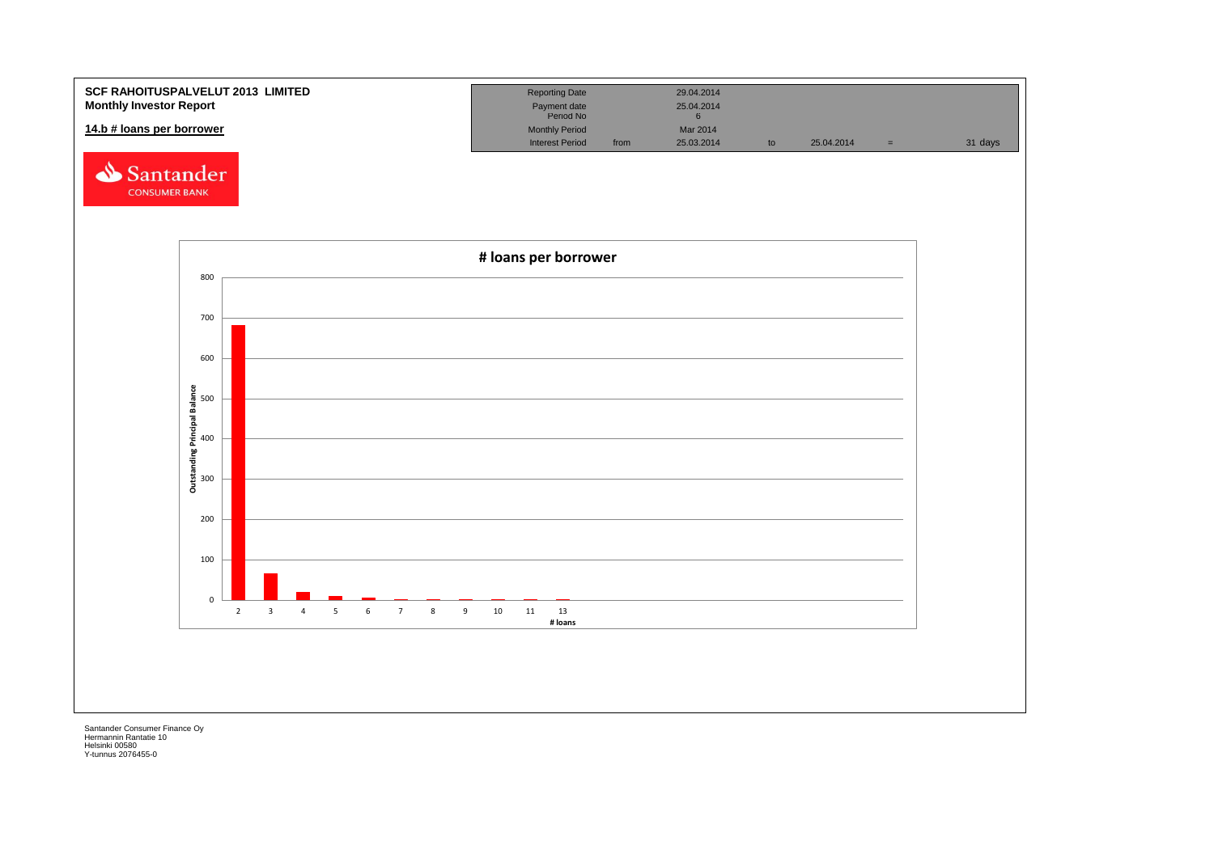**SCF RAHOITUSPALVELUT 2013 LIMITED**
**Monthly Investor Report**

**14.b # loans per borrower**

| Reporting Date | | 29.04.2014 | | | | |
|---|---|---|---|---|---|---|
| Payment date | | 25.04.2014 | | | | |
| Period No | | 6 | | | | |
| Monthly Period | | Mar 2014 | | | | |
| Interest Period | from | 25.03.2014 | to | 25.04.2014 | = | 31 days |

Santander CONSUMER BANK

**# loans per borrower**

Outstanding Principal Balance (y-axis: 0, 100, 200, 300, 400, 500, 600, 700, 800)

# loans (x-axis): 2, 3, 4, 5, 6, 7, 8, 9, 10, 11, 13

Santander Consumer Finance Oy
Hermannin Rantatie 10
Helsinki 00580
Y-tunnus 2076455-0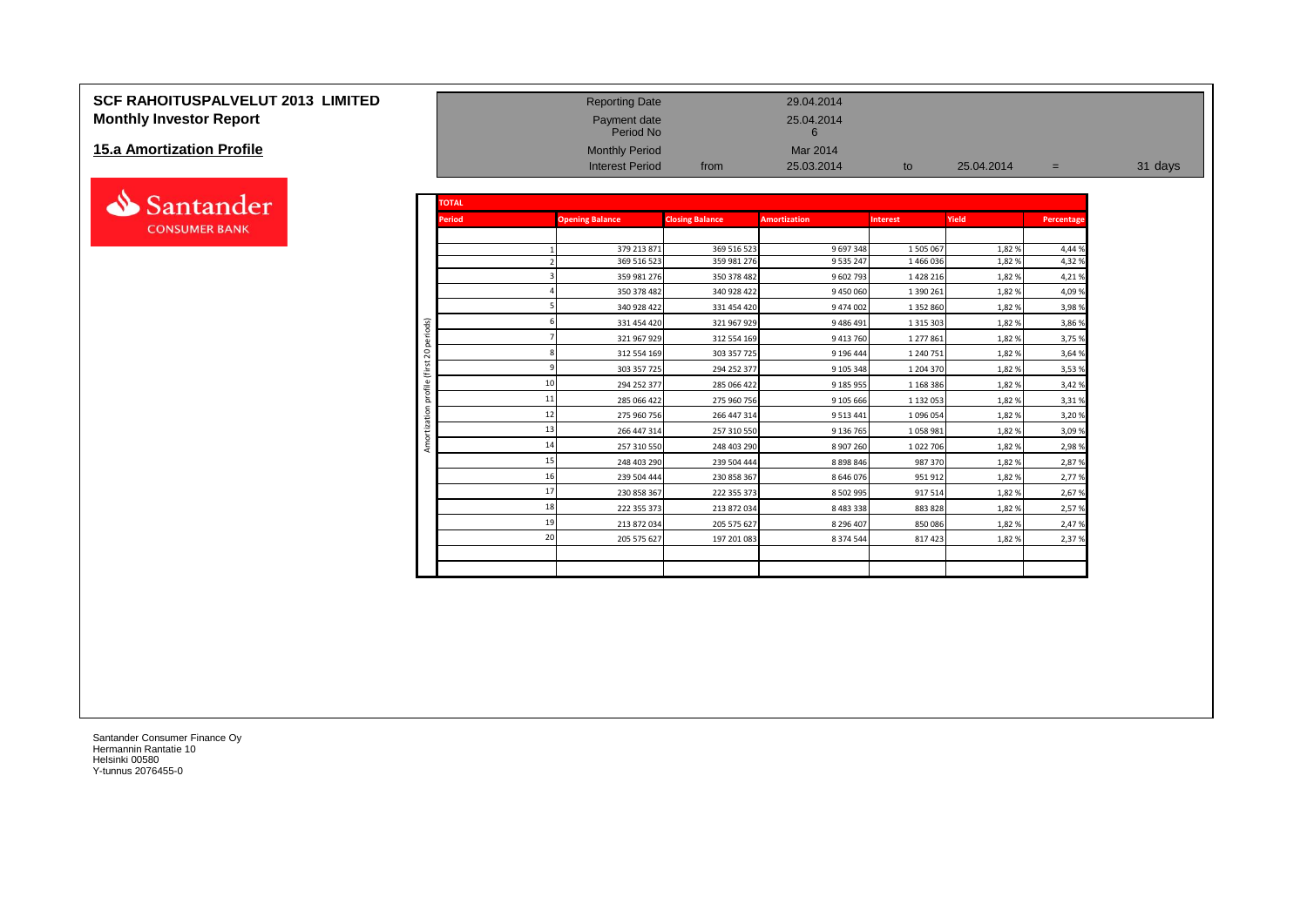# SCF RAHOITUSPALVELUT 2013 LIMITED

## Monthly Investor Report

## 15.a Amortization Profile

| | | | | | | |
|---|---|---|---|---|---|---|
| Reporting Date | | 29.04.2014 | | | | |
| Payment date | | 25.04.2014 | | | | |
| Period No | | 6 | | | | |
| Monthly Period | | Mar 2014 | | | | |
| Interest Period | from | 25.03.2014 | to | 25.04.2014 | = | 31 days |

**TOTAL**

Amortization profile (first 20 periods)

| Period | Opening Balance | Closing Balance | Amortization | Interest | Yield | Percentage |
|---|---|---|---|---|---|---|
| 1 | 379 213 871 | 369 516 523 | 9 697 348 | 1 505 067 | 1,82 % | 4,44 % |
| 2 | 369 516 523 | 359 981 276 | 9 535 247 | 1 466 036 | 1,82 % | 4,32 % |
| 3 | 359 981 276 | 350 378 482 | 9 602 793 | 1 428 216 | 1,82 % | 4,21 % |
| 4 | 350 378 482 | 340 928 422 | 9 450 060 | 1 390 261 | 1,82 % | 4,09 % |
| 5 | 340 928 422 | 331 454 420 | 9 474 002 | 1 352 860 | 1,82 % | 3,98 % |
| 6 | 331 454 420 | 321 967 929 | 9 486 491 | 1 315 303 | 1,82 % | 3,86 % |
| 7 | 321 967 929 | 312 554 169 | 9 413 760 | 1 277 861 | 1,82 % | 3,75 % |
| 8 | 312 554 169 | 303 357 725 | 9 196 444 | 1 240 751 | 1,82 % | 3,64 % |
| 9 | 303 357 725 | 294 252 377 | 9 105 348 | 1 204 370 | 1,82 % | 3,53 % |
| 10 | 294 252 377 | 285 066 422 | 9 185 955 | 1 168 386 | 1,82 % | 3,42 % |
| 11 | 285 066 422 | 275 960 756 | 9 105 666 | 1 132 053 | 1,82 % | 3,31 % |
| 12 | 275 960 756 | 266 447 314 | 9 513 441 | 1 096 054 | 1,82 % | 3,20 % |
| 13 | 266 447 314 | 257 310 550 | 9 136 765 | 1 058 981 | 1,82 % | 3,09 % |
| 14 | 257 310 550 | 248 403 290 | 8 907 260 | 1 022 706 | 1,82 % | 2,98 % |
| 15 | 248 403 290 | 239 504 444 | 8 898 846 | 987 370 | 1,82 % | 2,87 % |
| 16 | 239 504 444 | 230 858 367 | 8 646 076 | 951 912 | 1,82 % | 2,77 % |
| 17 | 230 858 367 | 222 355 373 | 8 502 995 | 917 514 | 1,82 % | 2,67 % |
| 18 | 222 355 373 | 213 872 034 | 8 483 338 | 883 828 | 1,82 % | 2,57 % |
| 19 | 213 872 034 | 205 575 627 | 8 296 407 | 850 086 | 1,82 % | 2,47 % |
| 20 | 205 575 627 | 197 201 083 | 8 374 544 | 817 423 | 1,82 % | 2,37 % |

Santander Consumer Finance Oy
Hermannin Rantatie 10
Helsinki 00580
Y-tunnus 2076455-0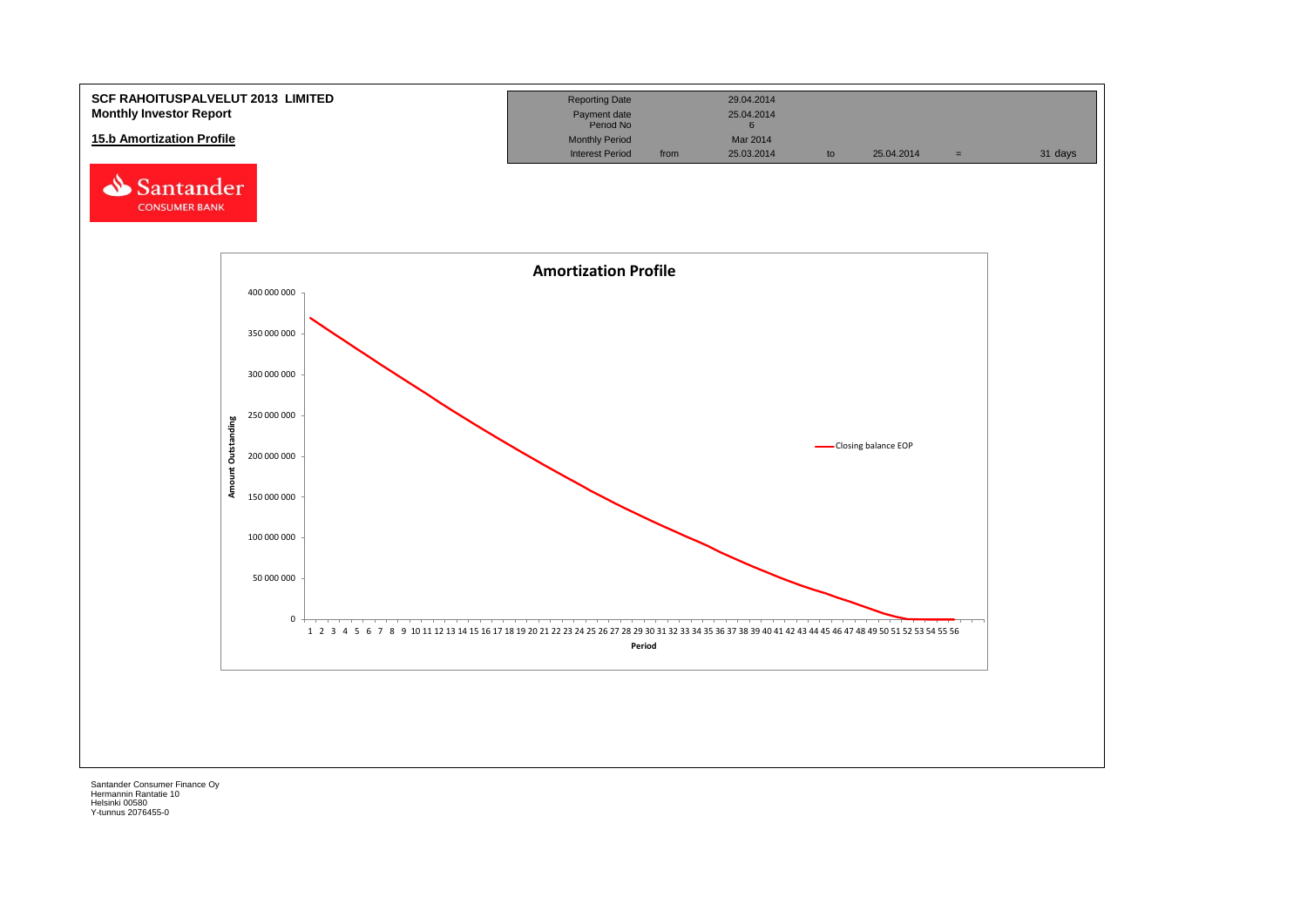**SCF RAHOITUSPALVELUT 2013 LIMITED**
**Monthly Investor Report**

**15.b Amortization Profile**

| Reporting Date | | 29.04.2014 | | | | |
|---|---|---|---|---|---|---|
| Payment date | | 25.04.2014 | | | | |
| Period No | | 6 | | | | |
| Monthly Period | | Mar 2014 | | | | |
| Interest Period | from | 25.03.2014 | to | 25.04.2014 | = | 31 days |

Santander CONSUMER BANK

**Amortization Profile**

Amount Outstanding: 0 – 400 000 000

Period: 1 – 56

Closing balance EOP

Santander Consumer Finance Oy
Hermannin Rantatie 10
Helsinki 00580
Y-tunnus 2076455-0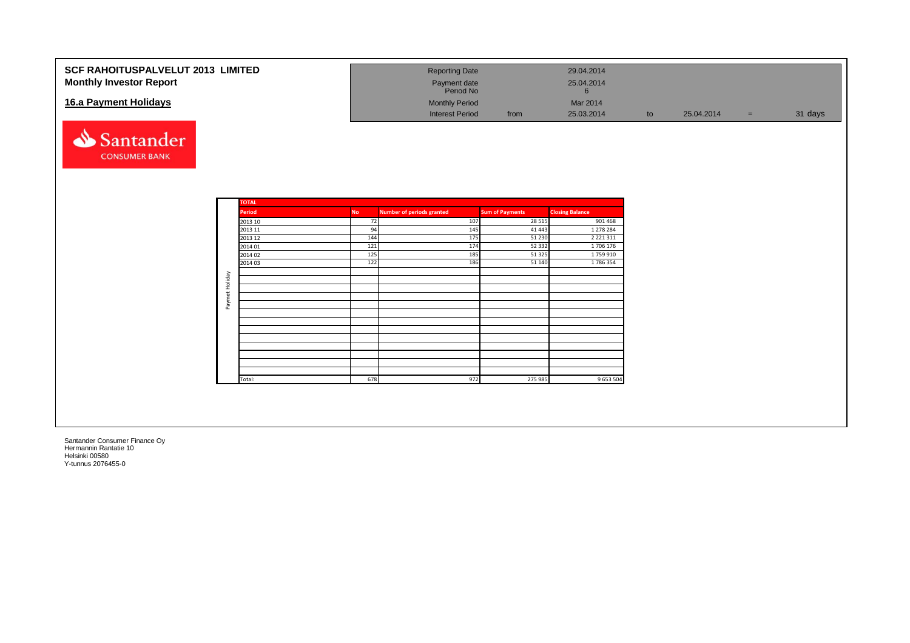**SCF RAHOITUSPALVELUT 2013 LIMITED**
**Monthly Investor Report**

## 16.a Payment Holidays

| | | | | | | |
|---|---|---|---|---|---|---|
| Reporting Date | | 29.04.2014 | | | | |
| Payment date | | 25.04.2014 | | | | |
| Period No | | 6 | | | | |
| Monthly Period | | Mar 2014 | | | | |
| Interest Period | from | 25.03.2014 | to | 25.04.2014 | = | 31 days |

| TOTAL | | | | | |
|---|---|---|---|---|---|
| | **Period** | **No** | **Number of periods granted** | **Sum of Payments** | **Closing Balance** |
| Paymet Holiday | 2013 10 | 72 | 107 | 28 515 | 901 468 |
| | 2013 11 | 94 | 145 | 41 443 | 1 278 284 |
| | 2013 12 | 144 | 175 | 51 230 | 2 221 311 |
| | 2014 01 | 121 | 174 | 52 332 | 1 706 176 |
| | 2014 02 | 125 | 185 | 51 325 | 1 759 910 |
| | 2014 03 | 122 | 186 | 51 140 | 1 786 354 |
| | Total: | 678 | 972 | 275 985 | 9 653 504 |

Santander Consumer Finance Oy
Hermannin Rantatie 10
Helsinki 00580
Y-tunnus 2076455-0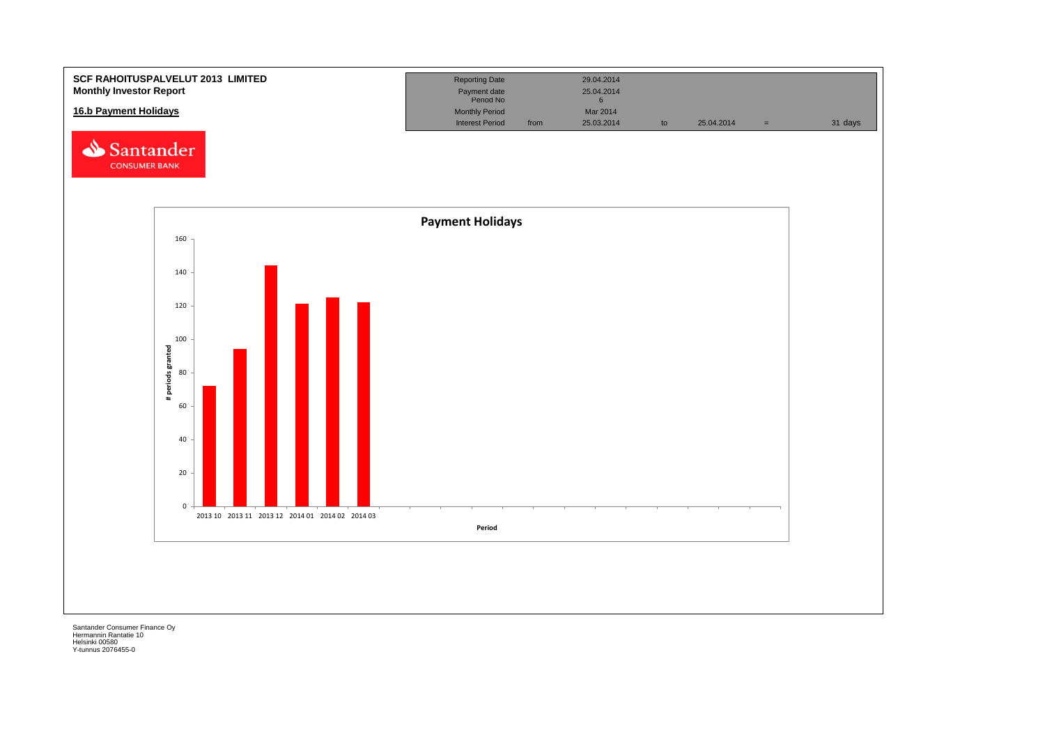**SCF RAHOITUSPALVELUT 2013 LIMITED**
**Monthly Investor Report**

**16.b Payment Holidays**

| | | | | | | |
|---|---|---|---|---|---|---|
| Reporting Date | | 29.04.2014 | | | | |
| Payment date | | 25.04.2014 | | | | |
| Period No | | 6 | | | | |
| Monthly Period | | Mar 2014 | | | | |
| Interest Period | from | 25.03.2014 | to | 25.04.2014 | = | 31 days |

**Payment Holidays**

| Period | # periods granted |
|---|---|
| 2013 10 | 72 |
| 2013 11 | 94 |
| 2013 12 | 144 |
| 2014 01 | 121 |
| 2014 02 | 125 |
| 2014 03 | 122 |

Santander Consumer Finance Oy
Hermannin Rantatie 10
Helsinki 00580
Y-tunnus 2076455-0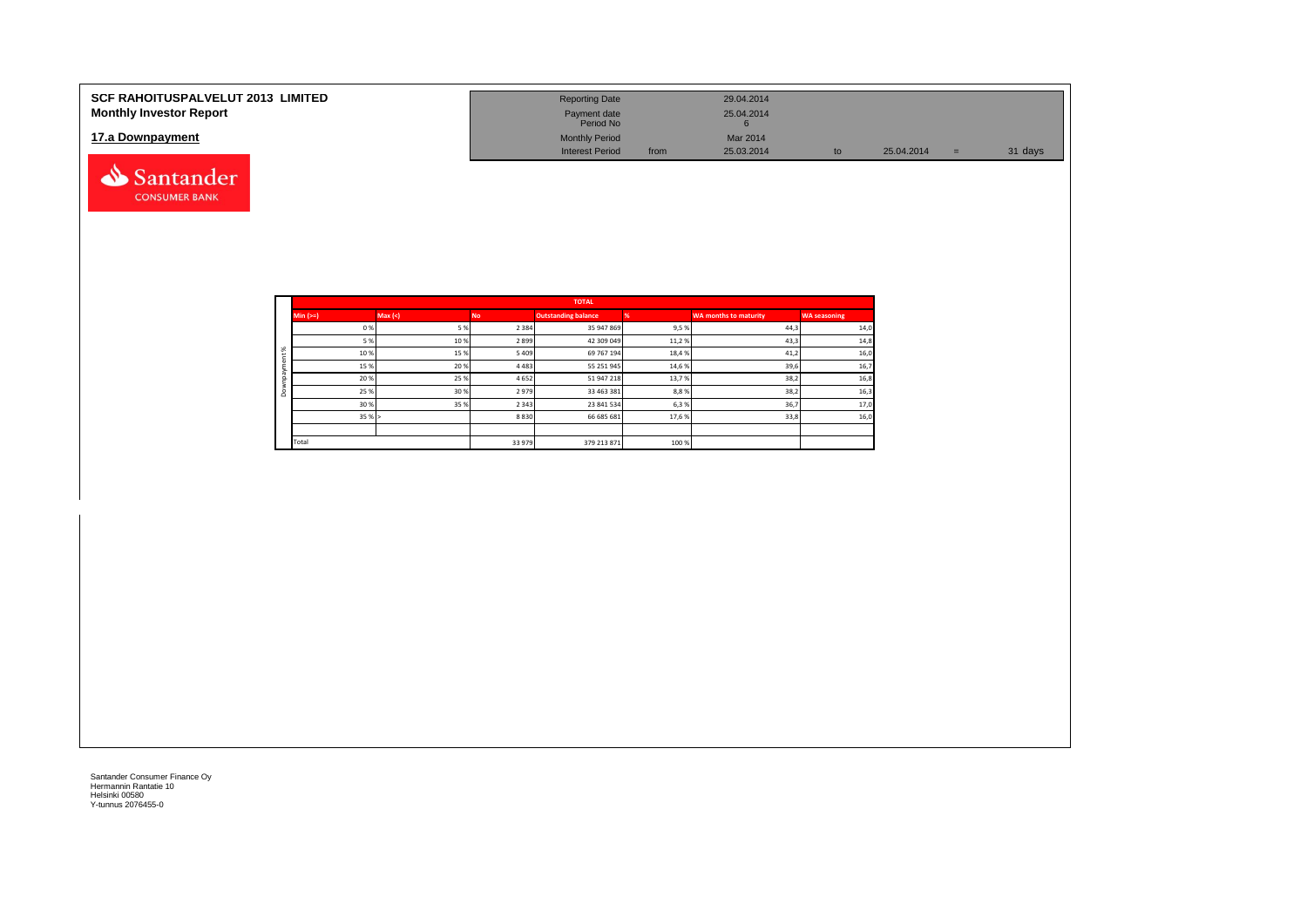**SCF RAHOITUSPALVELUT 2013 LIMITED**
**Monthly Investor Report**

## 17.a Downpayment

| | | | | | | |
|---|---|---|---|---|---|---|
| Reporting Date | | 29.04.2014 | | | | |
| Payment date | | 25.04.2014 | | | | |
| Period No | | 6 | | | | |
| Monthly Period | | Mar 2014 | | | | |
| Interest Period | from | 25.03.2014 | to | 25.04.2014 | = | 31 days |

| | TOTAL | | | | | | |
|---|---|---|---|---|---|---|---|
| | Min (>=) | Max (<) | No | Outstanding balance | % | WA months to maturity | WA seasoning |
| Downpayment % | 0 % | 5 % | 2 384 | 35 947 869 | 9,5 % | 44,3 | 14,0 |
| | 5 % | 10 % | 2 899 | 42 309 049 | 11,2 % | 43,3 | 14,8 |
| | 10 % | 15 % | 5 409 | 69 767 194 | 18,4 % | 41,2 | 16,0 |
| | 15 % | 20 % | 4 483 | 55 251 945 | 14,6 % | 39,6 | 16,7 |
| | 20 % | 25 % | 4 652 | 51 947 218 | 13,7 % | 38,2 | 16,8 |
| | 25 % | 30 % | 2 979 | 33 463 381 | 8,8 % | 38,2 | 16,3 |
| | 30 % | 35 % | 2 343 | 23 841 534 | 6,3 % | 36,7 | 17,0 |
| | 35 % | > | 8 830 | 66 685 681 | 17,6 % | 33,8 | 16,0 |
| | | | | | | | |
| | Total | | 33 979 | 379 213 871 | 100 % | | |

Santander Consumer Finance Oy
Hermannin Rantatie 10
Helsinki 00580
Y-tunnus 2076455-0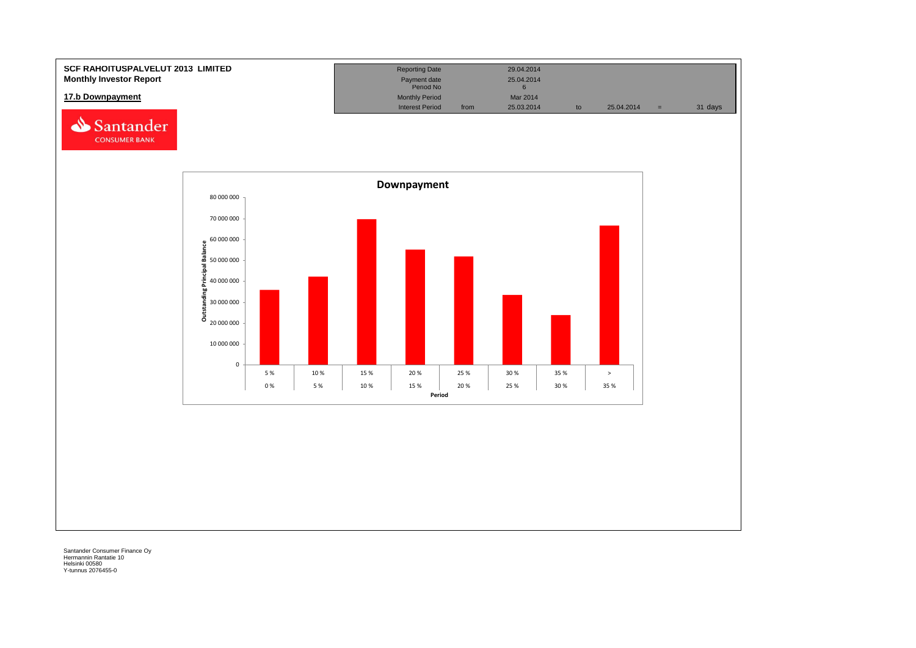**SCF RAHOITUSPALVELUT 2013 LIMITED**
**Monthly Investor Report**

## 17.b Downpayment

| Reporting Date | | 29.04.2014 | | | | |
|---|---|---|---|---|---|---|
| Payment date | | 25.04.2014 | | | | |
| Period No | | 6 | | | | |
| Monthly Period | | Mar 2014 | | | | |
| Interest Period | from | 25.03.2014 | to | 25.04.2014 | = | 31 days |

**Downpayment**

Outstanding Principal Balance

| Period | |
|---|---|
| 0 % – 5 % | |
| 5 % – 10 % | |
| 10 % – 15 % | |
| 15 % – 20 % | |
| 20 % – 25 % | |
| 25 % – 30 % | |
| 30 % – 35 % | |
| > 35 % | |

Santander Consumer Finance Oy
Hermannin Rantatie 10
Helsinki 00580
Y-tunnus 2076455-0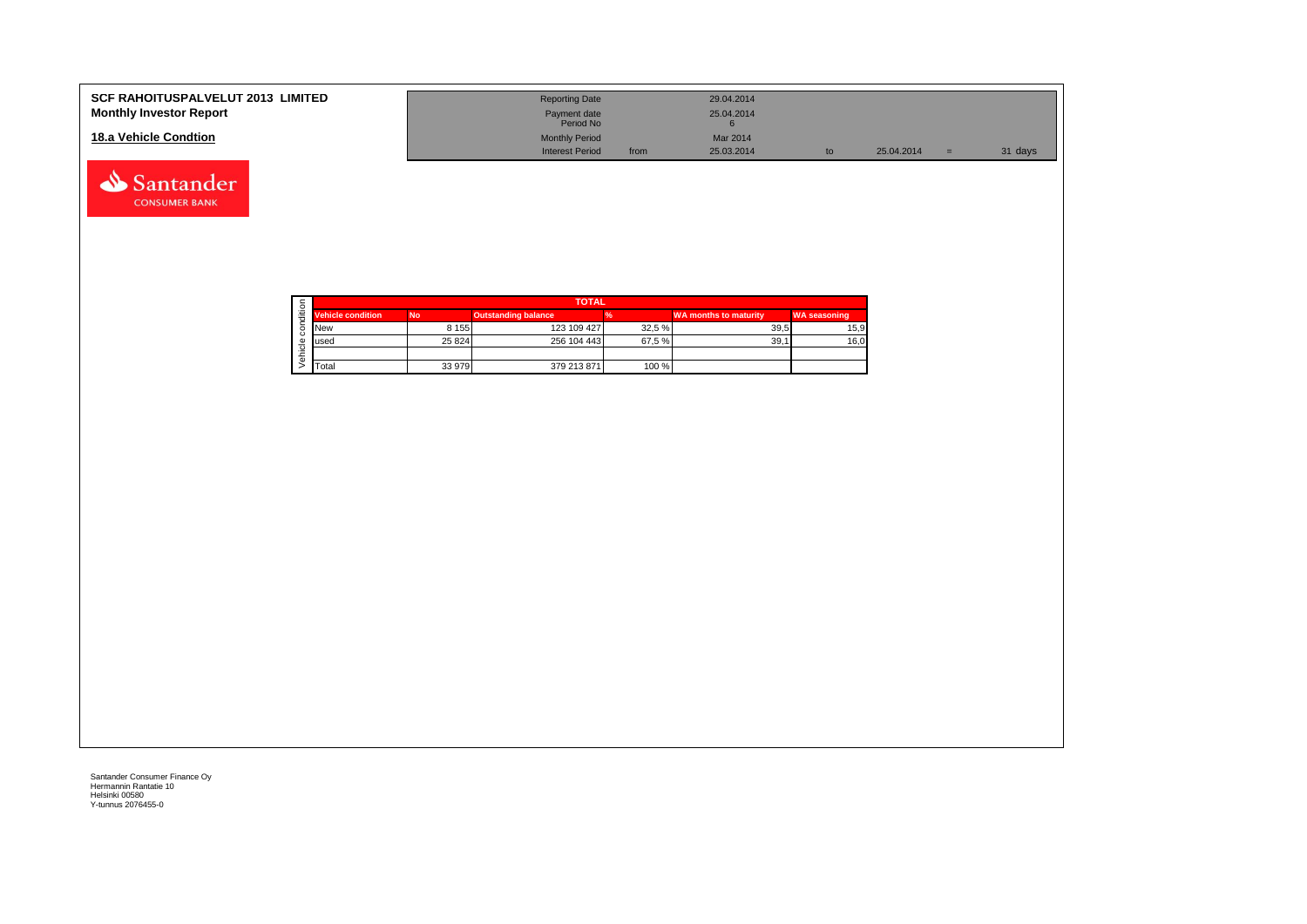**SCF RAHOITUSPALVELUT 2013 LIMITED**
**Monthly Investor Report**

| | | | | | | |
|---|---|---|---|---|---|---|
| Reporting Date | | 29.04.2014 | | | | |
| Payment date | | 25.04.2014 | | | | |
| Period No | | 6 | | | | |
| Monthly Period | | Mar 2014 | | | | |
| Interest Period | from | 25.03.2014 | to | 25.04.2014 | = | 31 days |

## 18.a Vehicle Condtion

| Vehicle condition | TOTAL | | | | |
|---|---|---|---|---|---|
| Vehicle condition | No | Outstanding balance | % | WA months to maturity | WA seasoning |
| New | 8 155 | 123 109 427 | 32,5 % | 39,5 | 15,9 |
| used | 25 824 | 256 104 443 | 67,5 % | 39,1 | 16,0 |
| | | | | | |
| Total | 33 979 | 379 213 871 | 100 % | | |

Santander Consumer Finance Oy
Hermannin Rantatie 10
Helsinki 00580
Y-tunnus 2076455-0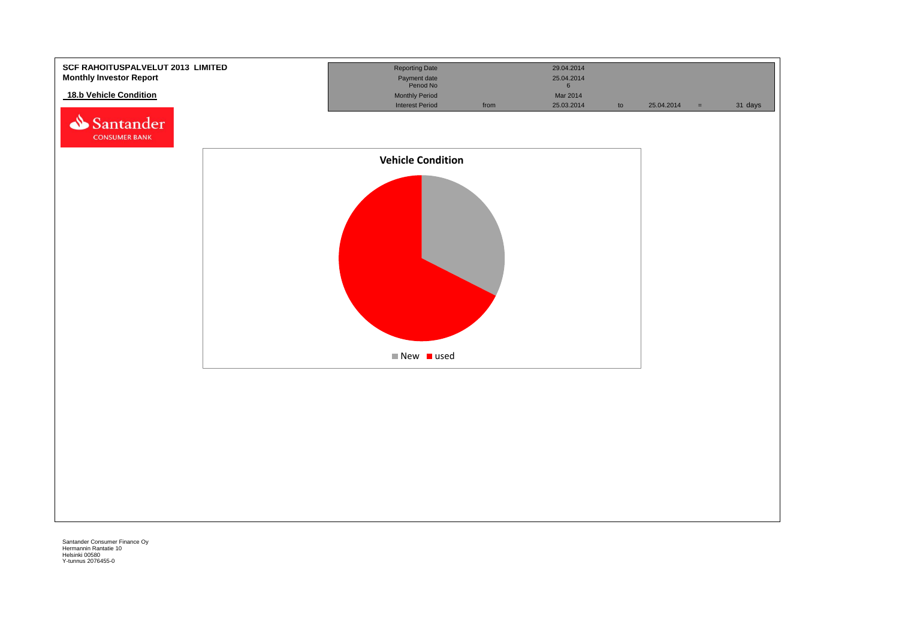**SCF RAHOITUSPALVELUT 2013 LIMITED**
**Monthly Investor Report**

## 18.b Vehicle Condition

| | | | | | | |
|---|---|---|---|---|---|---|
| Reporting Date | | 29.04.2014 | | | | |
| Payment date | | 25.04.2014 | | | | |
| Period No | | 6 | | | | |
| Monthly Period | | Mar 2014 | | | | |
| Interest Period | from | 25.03.2014 | to | 25.04.2014 | = | 31 days |

**Vehicle Condition**

New ■ used

Santander Consumer Finance Oy
Hermannin Rantatie 10
Helsinki 00580
Y-tunnus 2076455-0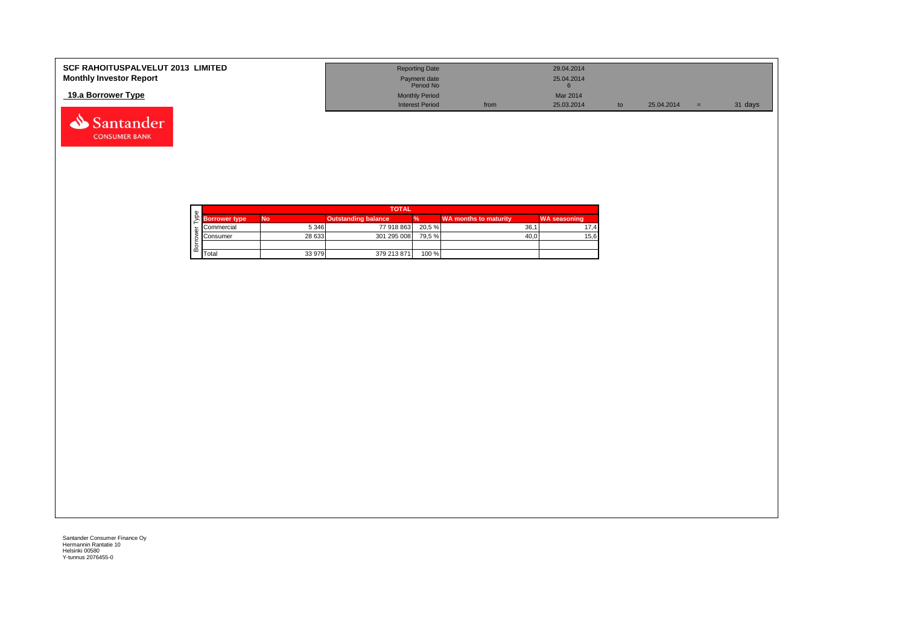**SCF RAHOITUSPALVELUT 2013 LIMITED**
**Monthly Investor Report**

**19.a Borrower Type**

| | | | | | |
|---|---|---|---|---|---|
| Reporting Date | | 29.04.2014 | | | |
| Payment date Period No | | 25.04.2014 6 | | | |
| Monthly Period | | Mar 2014 | | | |
| Interest Period | from | 25.03.2014 | to | 25.04.2014 = | 31 days |

| TOTAL | | | | | |
|---|---|---|---|---|---|
| **Borrower type** | **No** | **Outstanding balance** | **%** | **WA months to maturity** | **WA seasoning** |
| Commercial | 5 346 | 77 918 863 | 20,5 % | 36,1 | 17,4 |
| Consumer | 28 633 | 301 295 008 | 79,5 % | 40,0 | 15,6 |
| | | | | | |
| Total | 33 979 | 379 213 871 | 100 % | | |

Santander Consumer Finance Oy
Hermannin Rantatie 10
Helsinki 00580
Y-tunnus 2076455-0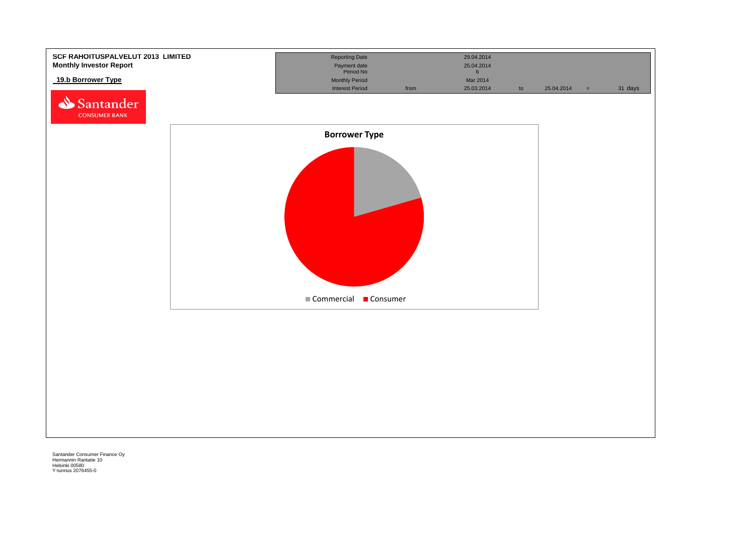**SCF RAHOITUSPALVELUT 2013 LIMITED**
**Monthly Investor Report**

**19.b Borrower Type**

| | | | | | | |
|---|---|---|---|---|---|---|
| Reporting Date | | 29.04.2014 | | | | |
| Payment date | | 25.04.2014 | | | | |
| Period No | | 6 | | | | |
| Monthly Period | | Mar 2014 | | | | |
| Interest Period | from | 25.03.2014 | to | 25.04.2014 | = | 31 days |

**Borrower Type**

Commercial Consumer

Santander Consumer Finance Oy
Hermannin Rantatie 10
Helsinki 00580
Y-tunnus 2076455-0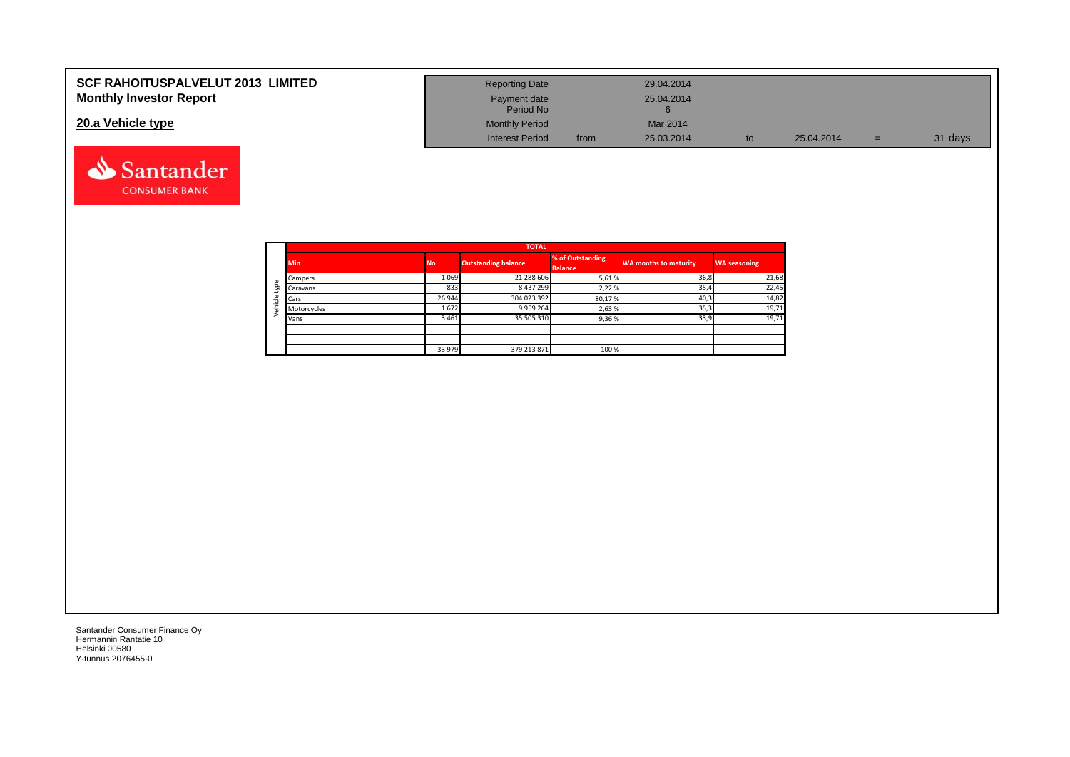# SCF RAHOITUSPALVELUT 2013 LIMITED
## Monthly Investor Report

## 20.a Vehicle type

| | | | | | | |
|---|---|---|---|---|---|---|
| Reporting Date | | 29.04.2014 | | | | |
| Payment date | | 25.04.2014 | | | | |
| Period No | | 6 | | | | |
| Monthly Period | | Mar 2014 | | | | |
| Interest Period | from | 25.03.2014 | to | 25.04.2014 | = | 31 days |

Santander CONSUMER BANK

| | TOTAL | | | | | |
|---|---|---|---|---|---|---|
| | Min | No | Outstanding balance | % of Outstanding Balance | WA months to maturity | WA seasoning |
| Vehicle type | Campers | 1 069 | 21 288 606 | 5,61 % | 36,8 | 21,68 |
| | Caravans | 833 | 8 437 299 | 2,22 % | 35,4 | 22,45 |
| | Cars | 26 944 | 304 023 392 | 80,17 % | 40,3 | 14,82 |
| | Motorcycles | 1 672 | 9 959 264 | 2,63 % | 35,3 | 19,71 |
| | Vans | 3 461 | 35 505 310 | 9,36 % | 33,9 | 19,71 |
| | | | | | | |
| | | | | | | |
| | | 33 979 | 379 213 871 | 100 % | | |

Santander Consumer Finance Oy
Hermannin Rantatie 10
Helsinki 00580
Y-tunnus 2076455-0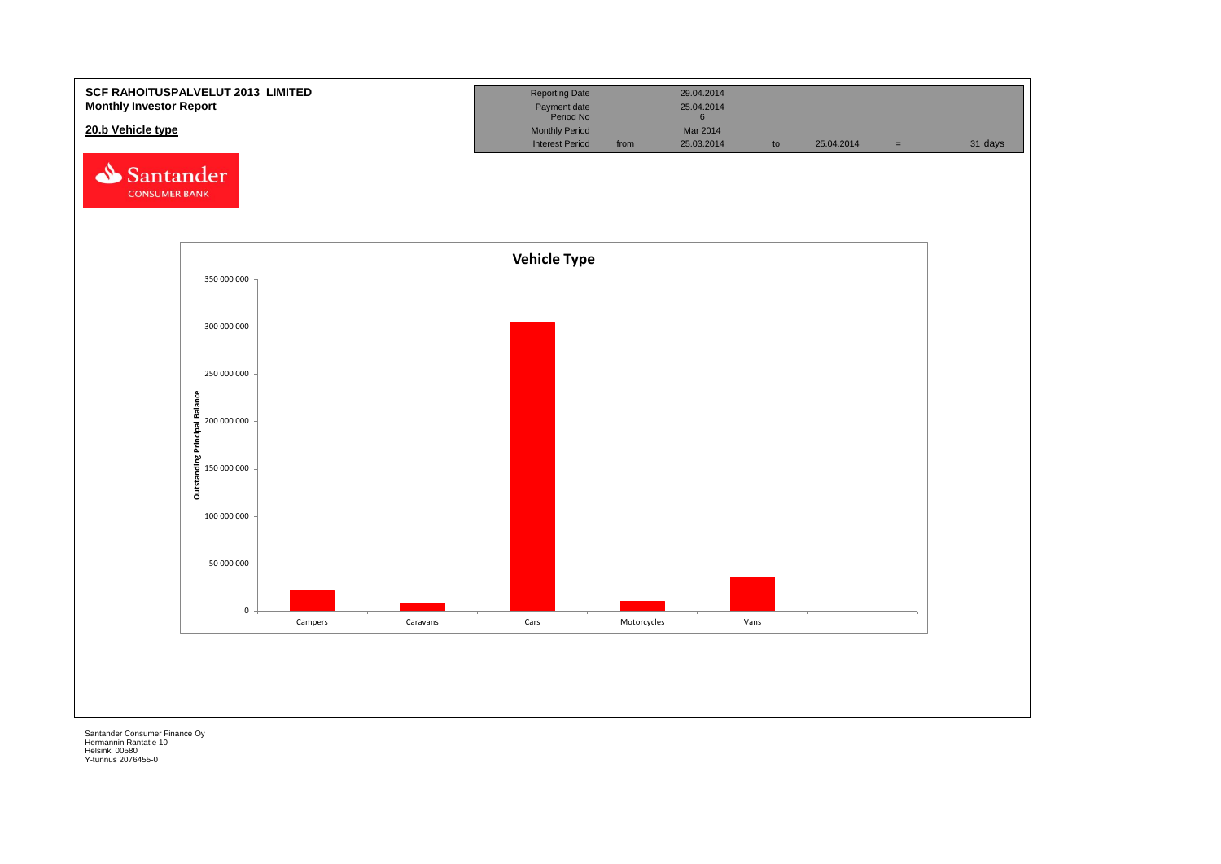**SCF RAHOITUSPALVELUT 2013 LIMITED**
**Monthly Investor Report**

## 20.b Vehicle type

| Reporting Date | | 29.04.2014 | | | | |
|---|---|---|---|---|---|---|
| Payment date | | 25.04.2014 | | | | |
| Period No | | 6 | | | | |
| Monthly Period | | Mar 2014 | | | | |
| Interest Period | from | 25.03.2014 | to | 25.04.2014 | = | 31 days |

Santander CONSUMER BANK

**Vehicle Type**

Outstanding Principal Balance

350 000 000
300 000 000
250 000 000
200 000 000
150 000 000
100 000 000
50 000 000
0

Campers | Caravans | Cars | Motorcycles | Vans

Santander Consumer Finance Oy
Hermannin Rantatie 10
Helsinki 00580
Y-tunnus 2076455-0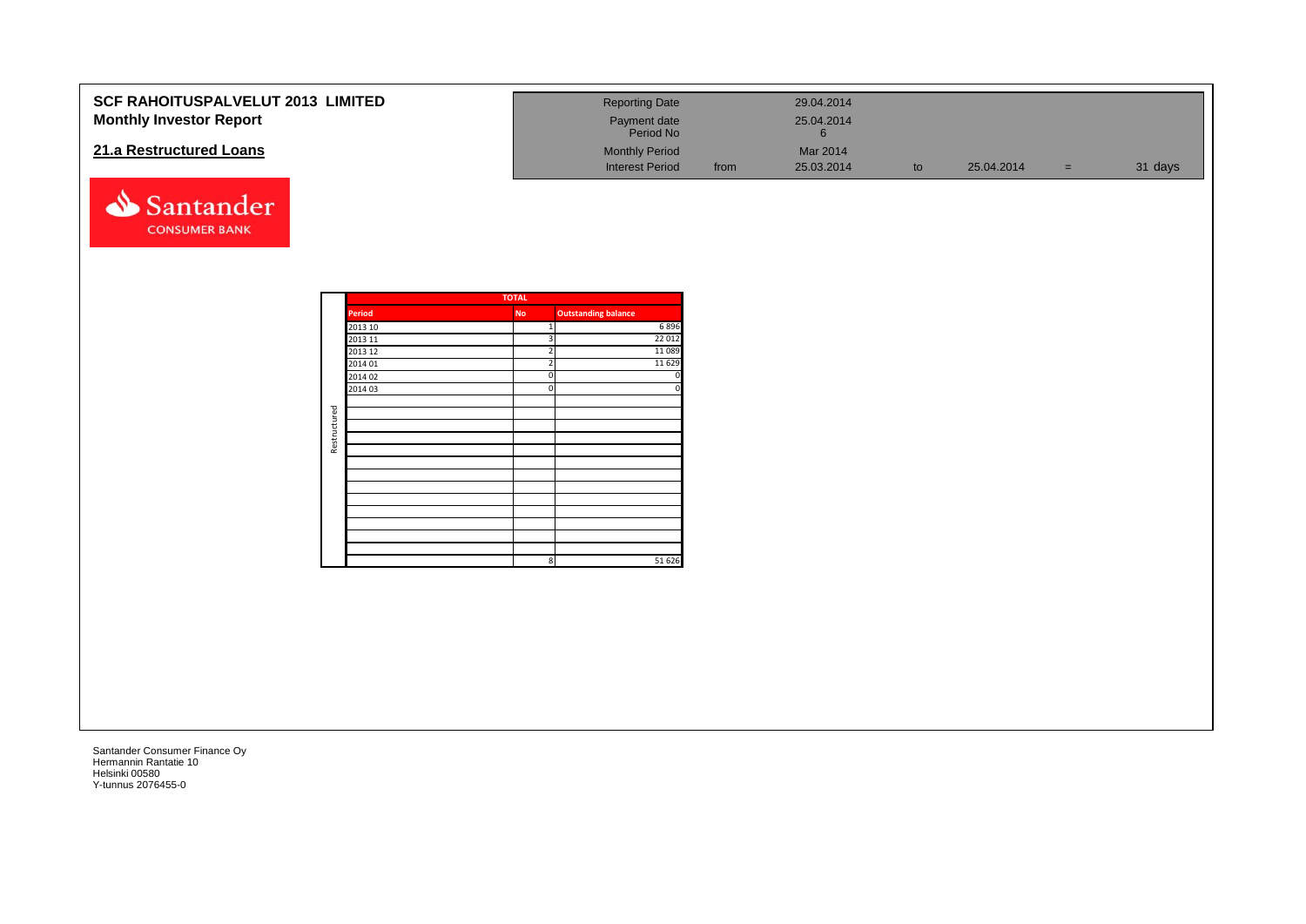# SCF RAHOITUSPALVELUT 2013 LIMITED
## Monthly Investor Report

## 21.a Restructured Loans

| Reporting Date | | 29.04.2014 | | | | |
|---|---|---|---|---|---|---|
| Payment date<br>Period No | | 25.04.2014<br>6 | | | | |
| Monthly Period | | Mar 2014 | | | | |
| Interest Period | from | 25.03.2014 | to | 25.04.2014 | = | 31 days |

| | TOTAL | | |
|---|---|---|---|
| | Period | No | Outstanding balance |
| Restructured | 2013 10 | 1 | 6 896 |
| | 2013 11 | 3 | 22 012 |
| | 2013 12 | 2 | 11 089 |
| | 2014 01 | 2 | 11 629 |
| | 2014 02 | 0 | 0 |
| | 2014 03 | 0 | 0 |
| | | 8 | 51 626 |

Santander Consumer Finance Oy
Hermannin Rantatie 10
Helsinki 00580
Y-tunnus 2076455-0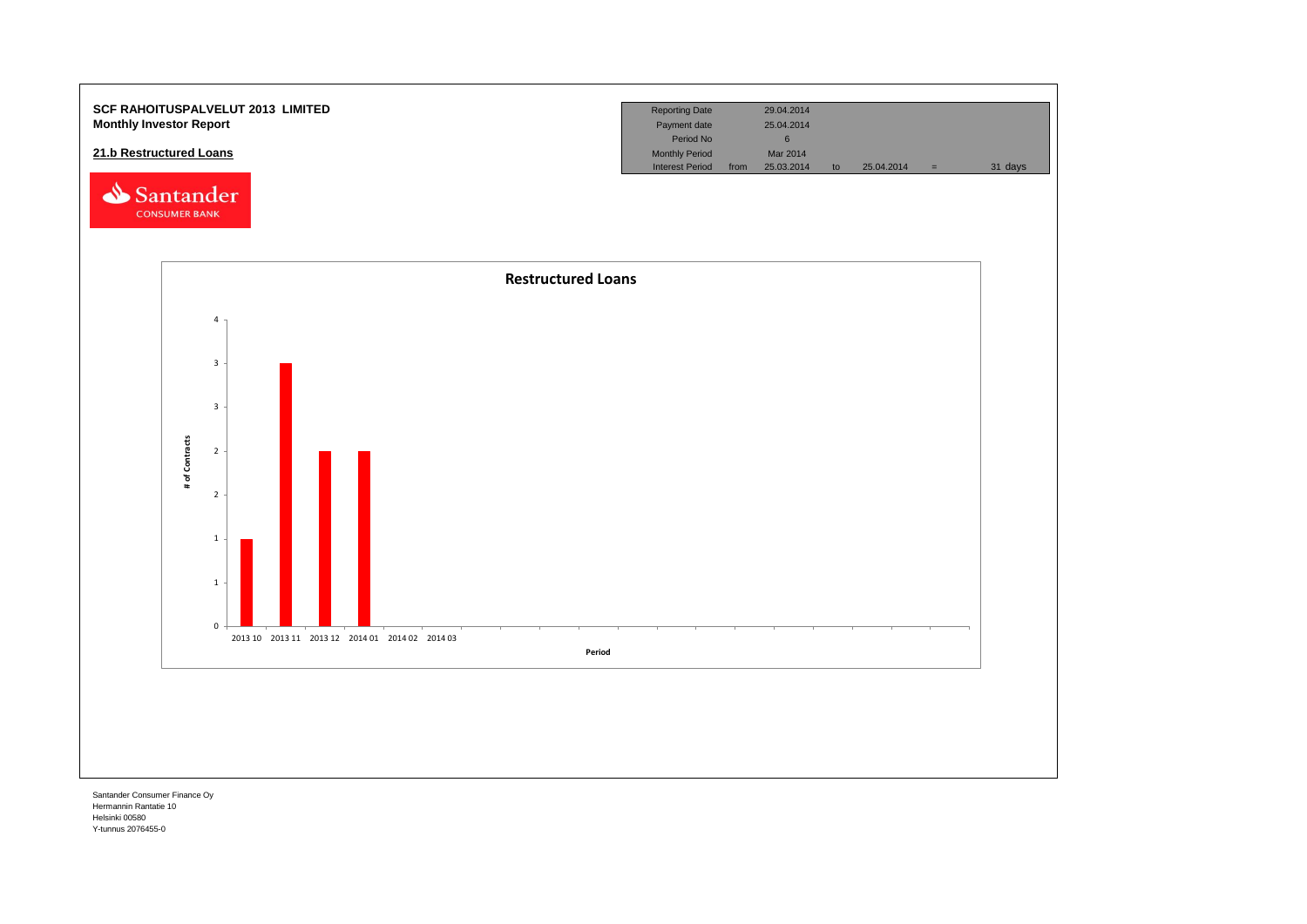**SCF RAHOITUSPALVELUT 2013 LIMITED**
**Monthly Investor Report**

## 21.b Restructured Loans

| Reporting Date | | 29.04.2014 | | | | |
|---|---|---|---|---|---|---|
| Payment date | | 25.04.2014 | | | | |
| Period No | | 6 | | | | |
| Monthly Period | | Mar 2014 | | | | |
| Interest Period | from | 25.03.2014 | to | 25.04.2014 | = | 31 days |

**Restructured Loans**

| Period | # of Contracts |
|---|---|
| 2013 10 | 1 |
| 2013 11 | 3 |
| 2013 12 | 2 |
| 2014 01 | 2 |
| 2014 02 | 0 |
| 2014 03 | 0 |

Santander Consumer Finance Oy
Hermannin Rantatie 10
Helsinki 00580
Y-tunnus 2076455-0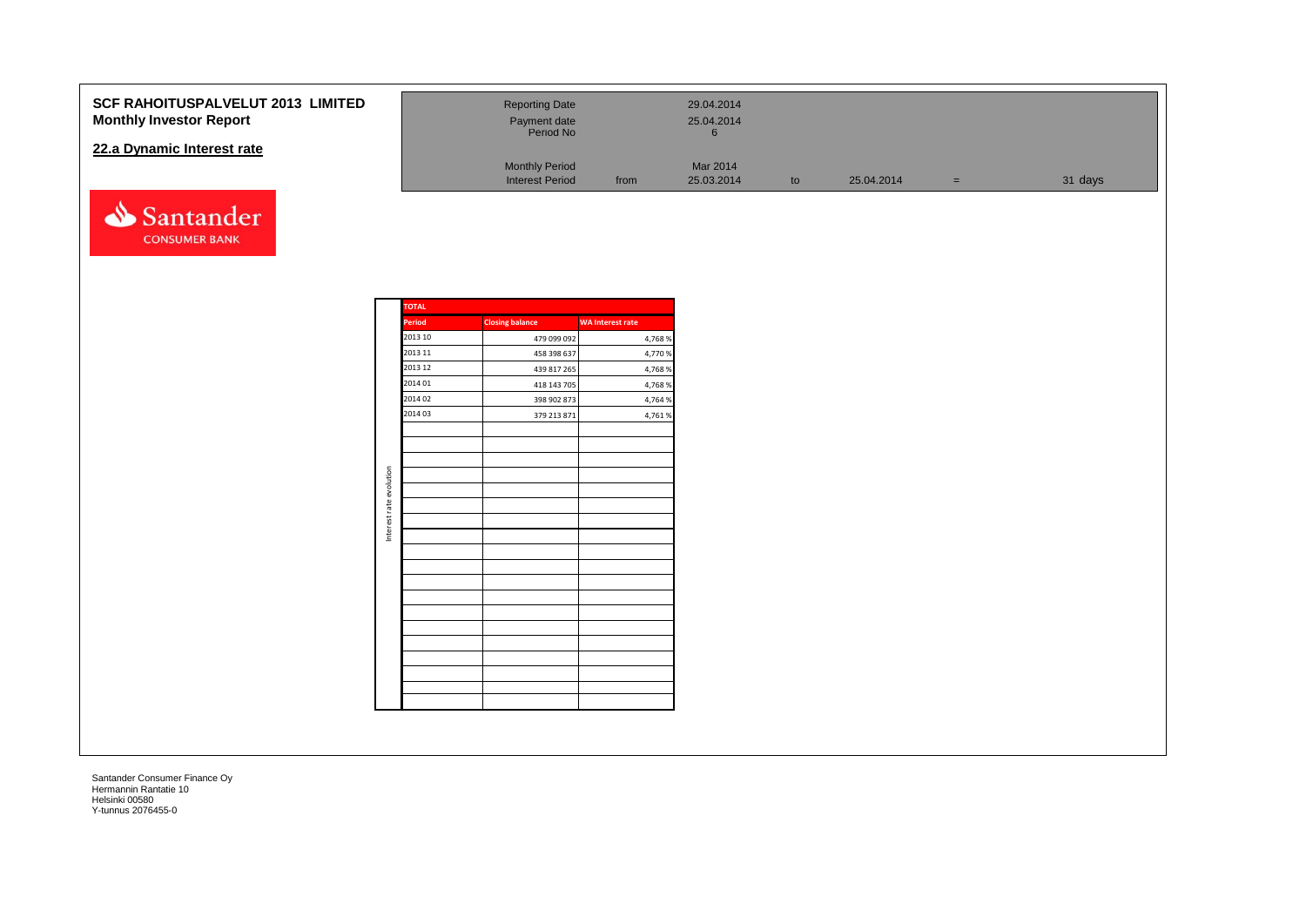**SCF RAHOITUSPALVELUT 2013 LIMITED**
**Monthly Investor Report**

## 22.a Dynamic Interest rate

| | | | | | | |
|---|---|---|---|---|---|---|
| Reporting Date | | 29.04.2014 | | | | |
| Payment date | | 25.04.2014 | | | | |
| Period No | | 6 | | | | |
| Monthly Period | | Mar 2014 | | | | |
| Interest Period | from | 25.03.2014 | to | 25.04.2014 | = | 31 days |

Santander CONSUMER BANK

Interest rate evolution

| TOTAL | | |
|---|---|---|
| Period | Closing balance | WA Interest rate |
| 2013 10 | 479 099 092 | 4,768 % |
| 2013 11 | 458 398 637 | 4,770 % |
| 2013 12 | 439 817 265 | 4,768 % |
| 2014 01 | 418 143 705 | 4,768 % |
| 2014 02 | 398 902 873 | 4,764 % |
| 2014 03 | 379 213 871 | 4,761 % |

Santander Consumer Finance Oy
Hermannin Rantatie 10
Helsinki 00580
Y-tunnus 2076455-0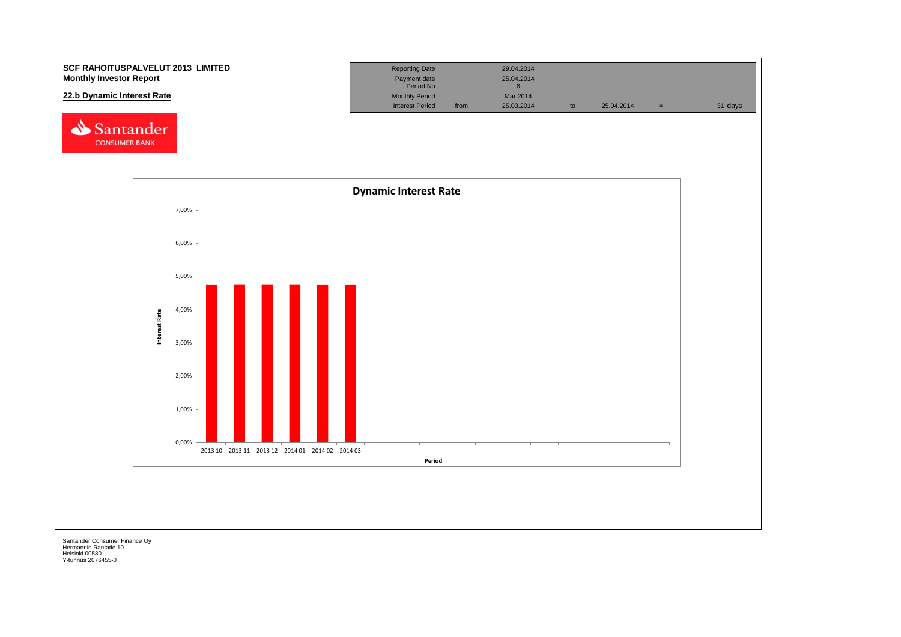**SCF RAHOITUSPALVELUT 2013 LIMITED**
**Monthly Investor Report**

## 22.b Dynamic Interest Rate

| Reporting Date | | 29.04.2014 | | | | |
|---|---|---|---|---|---|---|
| Payment date | | 25.04.2014 | | | | |
| Period No | | 6 | | | | |
| Monthly Period | | Mar 2014 | | | | |
| Interest Period | from | 25.03.2014 | to | 25.04.2014 | = | 31 days |

Santander CONSUMER BANK

**Dynamic Interest Rate**

Interest Rate: 7,00% / 6,00% / 5,00% / 4,00% / 3,00% / 2,00% / 1,00% / 0,00%

Period: 2013 10, 2013 11, 2013 12, 2014 01, 2014 02, 2014 03

Santander Consumer Finance Oy
Hermannin Rantatie 10
Helsinki 00580
Y-tunnus 2076455-0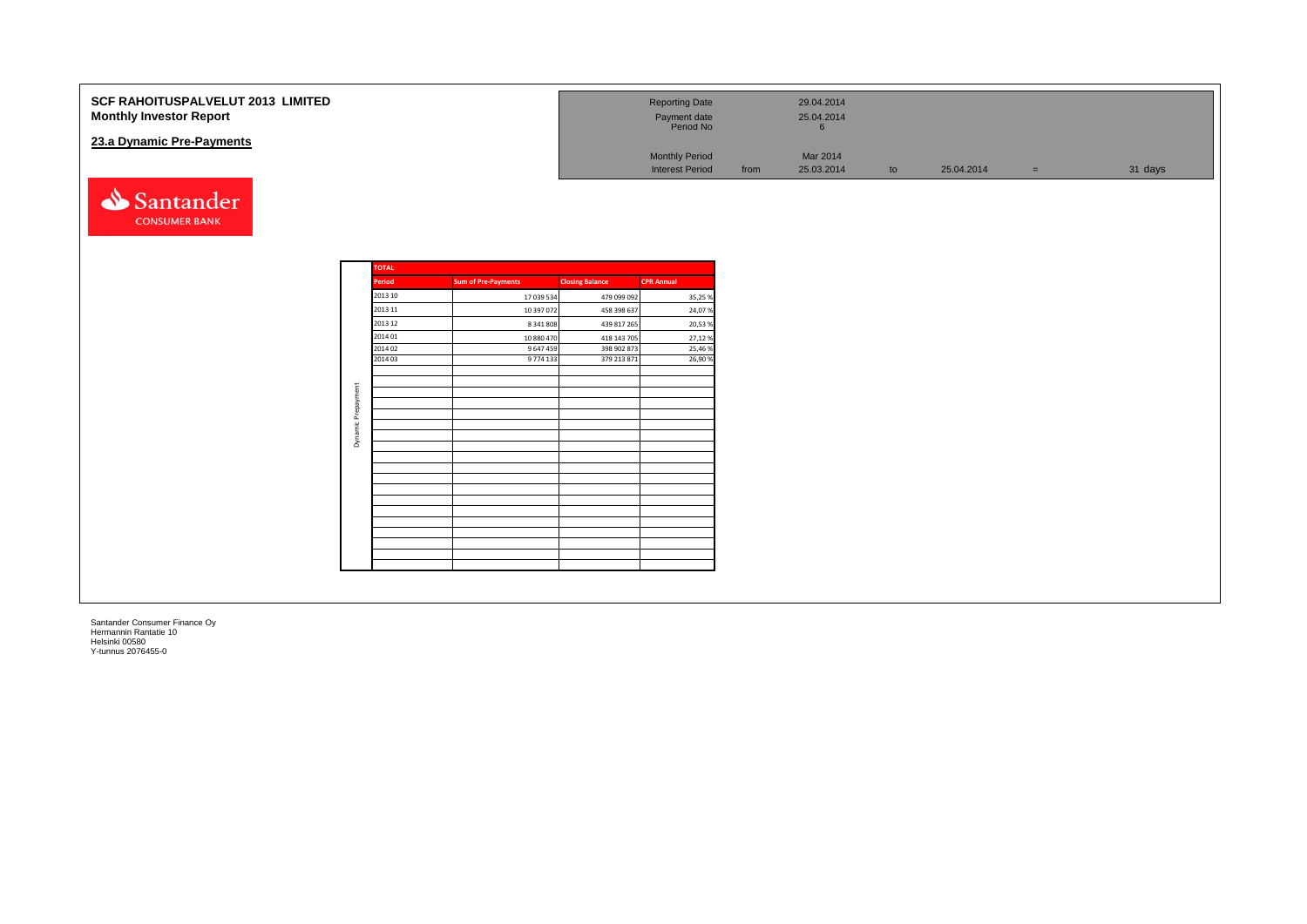**SCF RAHOITUSPALVELUT 2013 LIMITED**
**Monthly Investor Report**

## 23.a Dynamic Pre-Payments

| | | | | | | |
|---|---|---|---|---|---|---|
| Reporting Date | | 29.04.2014 | | | | |
| Payment date | | 25.04.2014 | | | | |
| Period No | | 6 | | | | |
| Monthly Period | | Mar 2014 | | | | |
| Interest Period | from | 25.03.2014 | to | 25.04.2014 | = | 31 days |

Santander CONSUMER BANK

| TOTAL | | | |
|---|---|---|---|
| **Period** | **Sum of Pre-Payments** | **Closing Balance** | **CPR Annual** |
| 2013 10 | 17 039 534 | 479 099 092 | 35,25 % |
| 2013 11 | 10 397 072 | 458 398 637 | 24,07 % |
| 2013 12 | 8 341 808 | 439 817 265 | 20,53 % |
| 2014 01 | 10 880 470 | 418 143 705 | 27,12 % |
| 2014 02 | 9 647 459 | 398 902 873 | 25,46 % |
| 2014 03 | 9 774 133 | 379 213 871 | 26,90 % |

Dynamic Prepayment

Santander Consumer Finance Oy
Hermannin Rantatie 10
Helsinki 00580
Y-tunnus 2076455-0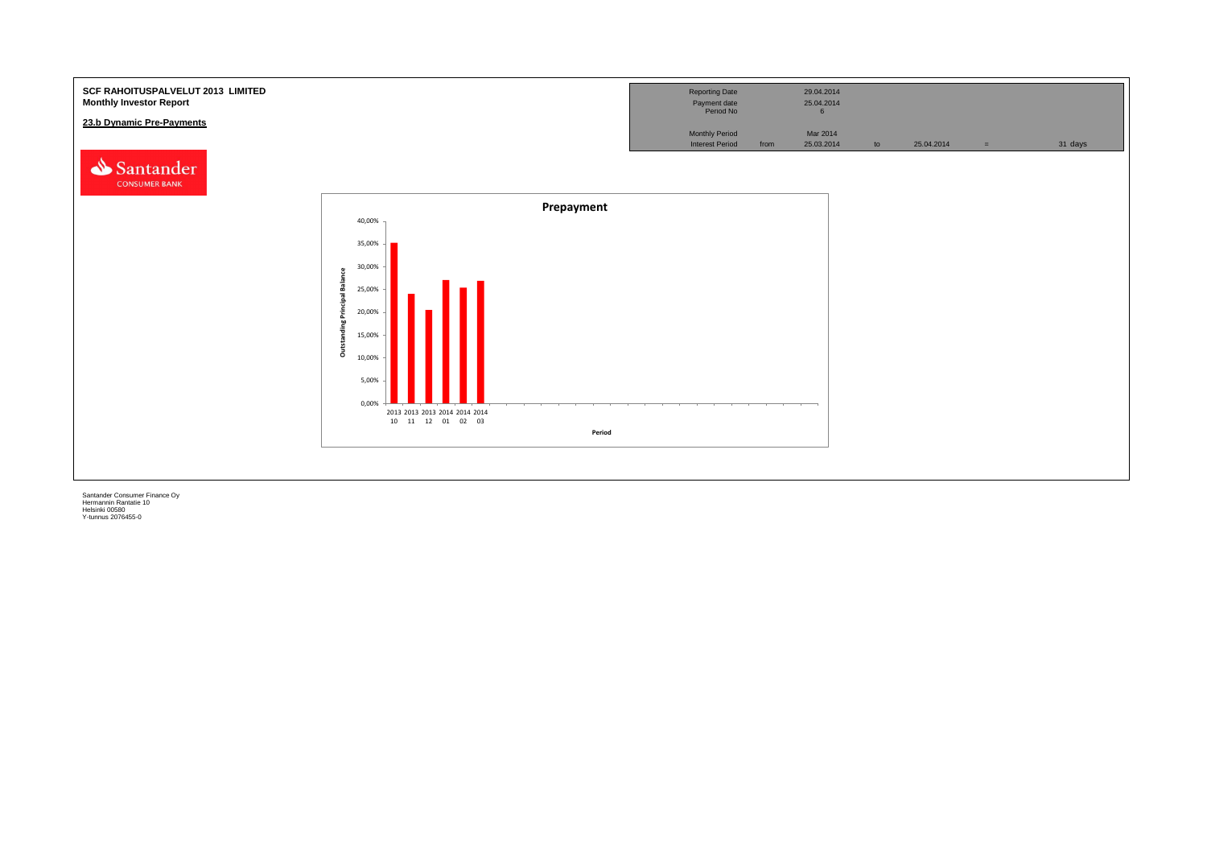**SCF RAHOITUSPALVELUT 2013 LIMITED**
**Monthly Investor Report**

**23.b Dynamic Pre-Payments**

| | | | | | | |
|---|---|---|---|---|---|---|
| Reporting Date | | 29.04.2014 | | | | |
| Payment date | | 25.04.2014 | | | | |
| Period No | | 6 | | | | |
| Monthly Period | | Mar 2014 | | | | |
| Interest Period | from | 25.03.2014 | to | 25.04.2014 | = | 31 days |

Santander CONSUMER BANK

**Prepayment**

Outstanding Principal Balance

40,00%
35,00%
30,00%
25,00%
20,00%
15,00%
10,00%
5,00%
0,00%

2013 10, 2013 11, 2013 12, 2014 01, 2014 02, 2014 03

Period

Santander Consumer Finance Oy
Hermannin Rantatie 10
Helsinki 00580
Y-tunnus 2076455-0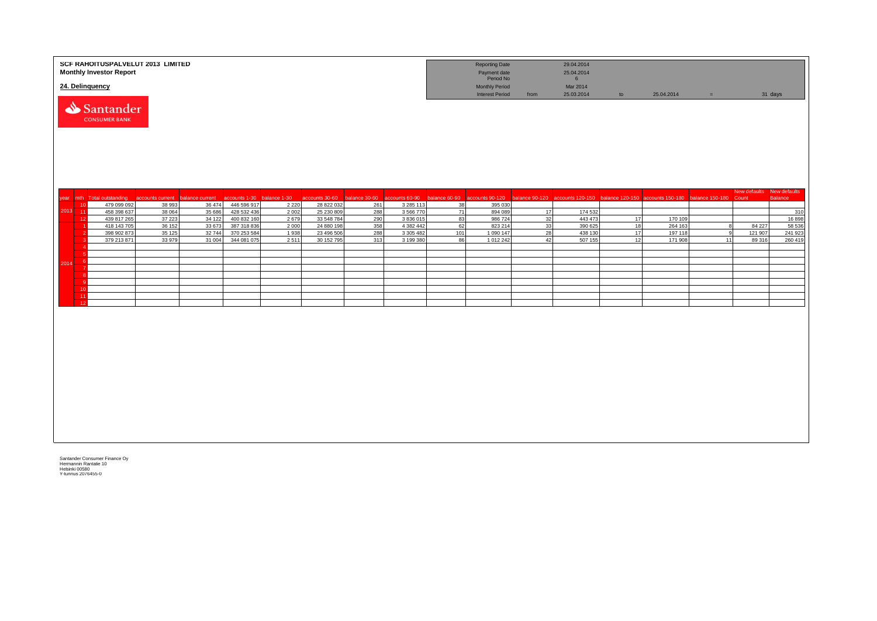**SCF RAHOITUSPALVELUT 2013 LIMITED**
**Monthly Investor Report**

**24. Delinquency**

| | | | | | |
|---|---|---|---|---|---|
| Reporting Date | | 29.04.2014 | | | |
| Payment date | | 25.04.2014 | | | |
| Period No | | 6 | | | |
| Monthly Period | | Mar 2014 | | | |
| Interest Period | from | 25.03.2014 | to | 25.04.2014 | = 31 days |

| year | mth | Total outstanding | accounts current | balance current | accounts 1-30 | balance 1-30 | accounts 30-60 | balance 30-60 | accounts 60-90 | balance 60-90 | accounts 90-120 | balance 90-120 | accounts 120-150 | balance 120-150 | accounts 150-180 | balance 150-180 | New defaults Count | New defaults Balance |
|---|---|---|---|---|---|---|---|---|---|---|---|---|---|---|---|---|---|---|
| 2013 | 10 | 479 099 092 | 38 993 | 36 474 | 446 596 917 | 2 220 | 28 822 032 | 261 | 3 285 113 | 38 | 395 030 | | | | | | | |
| | 11 | 458 398 637 | 38 064 | 35 686 | 428 532 436 | 2 002 | 25 230 809 | 288 | 3 566 770 | 71 | 894 089 | 17 | 174 532 | | | | | 310 |
| | 12 | 439 817 265 | 37 223 | 34 122 | 400 832 160 | 2 679 | 33 548 784 | 290 | 3 836 015 | 83 | 986 724 | 32 | 443 473 | 17 | 170 109 | | | 16 898 |
| 2014 | 1 | 418 143 705 | 36 152 | 33 673 | 387 318 836 | 2 000 | 24 880 198 | 358 | 4 382 442 | 62 | 823 214 | 33 | 390 625 | 18 | 264 163 | 8 | 84 227 | 58 536 |
| | 2 | 398 902 873 | 35 125 | 32 744 | 370 253 584 | 1 938 | 23 496 506 | 288 | 3 305 482 | 101 | 1 090 147 | 28 | 438 130 | 17 | 197 118 | 9 | 121 907 | 241 923 |
| | 3 | 379 213 871 | 33 979 | 31 004 | 344 081 075 | 2 511 | 30 152 795 | 313 | 3 199 380 | 86 | 1 012 242 | 42 | 507 155 | 12 | 171 908 | 11 | 89 316 | 260 419 |
| | 4 | | | | | | | | | | | | | | | | | |
| | 5 | | | | | | | | | | | | | | | | | |
| | 6 | | | | | | | | | | | | | | | | | |
| | 7 | | | | | | | | | | | | | | | | | |
| | 8 | | | | | | | | | | | | | | | | | |
| | 9 | | | | | | | | | | | | | | | | | |
| | 10 | | | | | | | | | | | | | | | | | |
| | 11 | | | | | | | | | | | | | | | | | |
| | 12 | | | | | | | | | | | | | | | | | |

Santander Consumer Finance Oy
Hermannin Rantatie 10
Helsinki 00580
Y-tunnus 2076455-0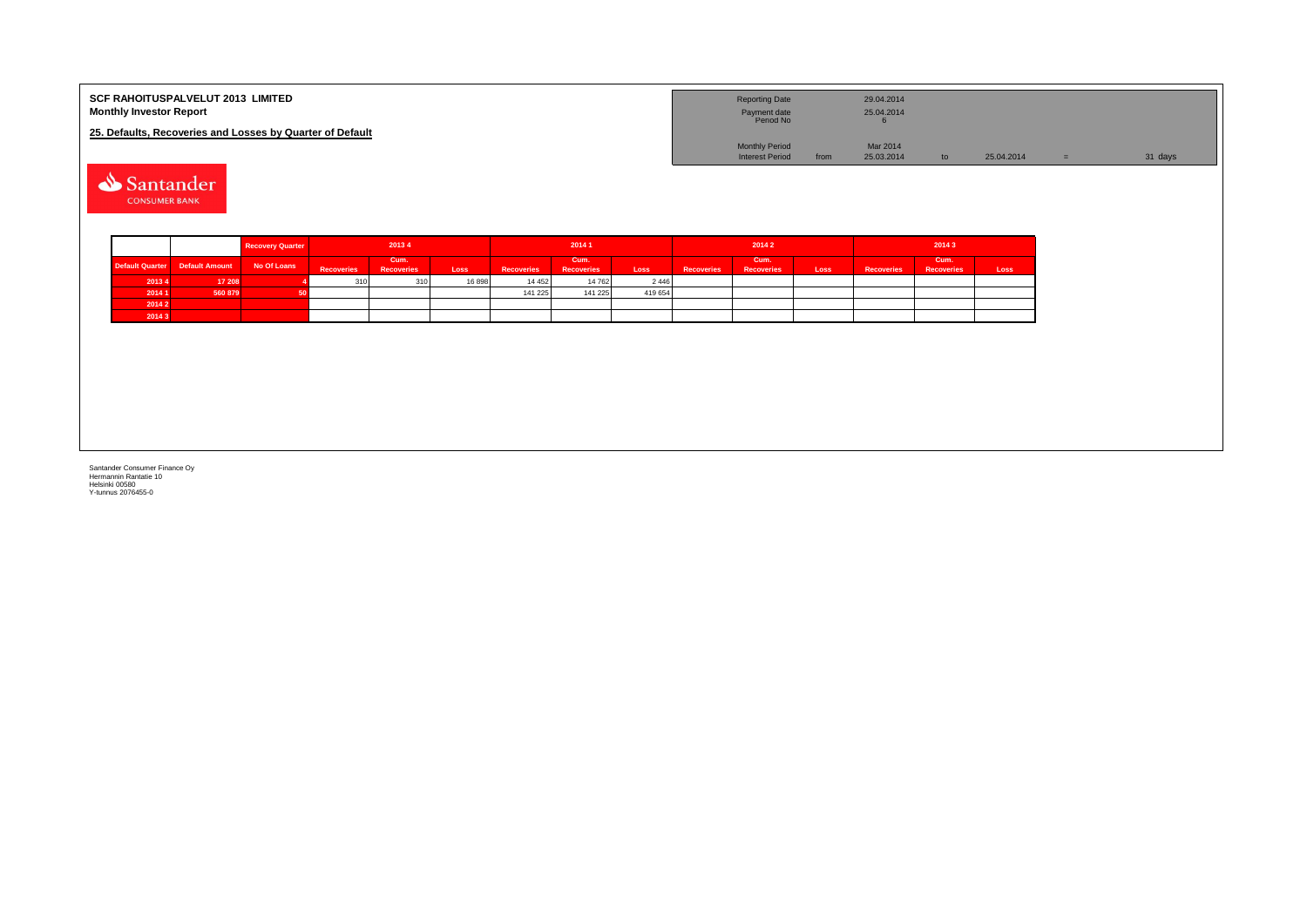**SCF RAHOITUSPALVELUT 2013 LIMITED**
**Monthly Investor Report**

**25. Defaults, Recoveries and Losses by Quarter of Default**

| | | | | |
|---|---|---|---|---|
| Reporting Date | | 29.04.2014 | | |
| Payment date | | 25.04.2014 | | |
| Period No | | 6 | | |
| Monthly Period | | Mar 2014 | | |
| Interest Period | from | 25.03.2014 | to | 25.04.2014 = 31 days |

| | | Recovery Quarter | 2013 4 | | | 2014 1 | | | 2014 2 | | | 2014 3 | | |
|---|---|---|---|---|---|---|---|---|---|---|---|---|---|---|
| Default Quarter | Default Amount | No Of Loans | Recoveries | Cum. Recoveries | Loss | Recoveries | Cum. Recoveries | Loss | Recoveries | Cum. Recoveries | Loss | Recoveries | Cum. Recoveries | Loss |
| 2013 4 | 17 208 | 4 | 310 | 310 | 16 898 | 14 452 | 14 762 | 2 446 | | | | | | |
| 2014 1 | 560 879 | 50 | | | | 141 225 | 141 225 | 419 654 | | | | | | |
| 2014 2 | | | | | | | | | | | | | | |
| 2014 3 | | | | | | | | | | | | | | |

Santander Consumer Finance Oy
Hermannin Rantatie 10
Helsinki 00580
Y-tunnus 2076455-0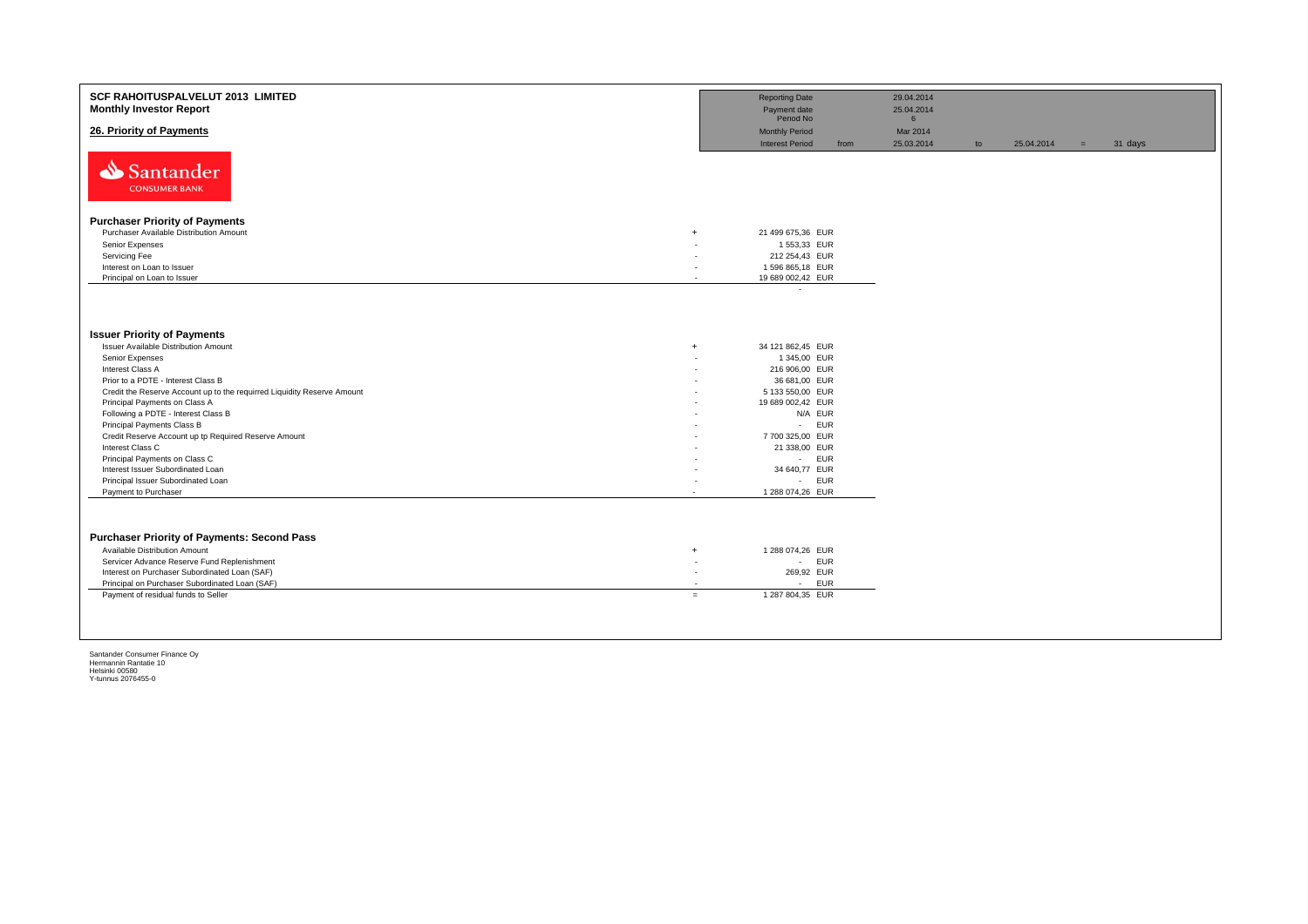**SCF RAHOITUSPALVELUT 2013 LIMITED**
**Monthly Investor Report**

## 26. Priority of Payments

| | | | | | | |
|---|---|---|---|---|---|---|
| Reporting Date | | 29.04.2014 | | | | |
| Payment date | | 25.04.2014 | | | | |
| Period No | | 6 | | | | |
| Monthly Period | | Mar 2014 | | | | |
| Interest Period | from | 25.03.2014 | to | 25.04.2014 | = | 31 days |

Santander CONSUMER BANK

### Purchaser Priority of Payments

| | | | |
|---|---|---|---|
| Purchaser Available Distribution Amount | + | 21 499 675,36 | EUR |
| Senior Expenses | - | 1 553,33 | EUR |
| Servicing Fee | - | 212 254,43 | EUR |
| Interest on Loan to Issuer | - | 1 596 865,18 | EUR |
| Principal on Loan to Issuer | - | 19 689 002,42 | EUR |
| | | - | |

### Issuer Priority of Payments

| | | | |
|---|---|---|---|
| Issuer Available Distribution Amount | + | 34 121 862,45 | EUR |
| Senior Expenses | - | 1 345,00 | EUR |
| Interest Class A | - | 216 906,00 | EUR |
| Prior to a PDTE - Interest Class B | - | 36 681,00 | EUR |
| Credit the Reserve Account up to the requirred Liquidity Reserve Amount | - | 5 133 550,00 | EUR |
| Principal Payments on Class A | - | 19 689 002,42 | EUR |
| Following a PDTE - Interest Class B | - | N/A | EUR |
| Principal Payments Class B | - | - | EUR |
| Credit Reserve Account up tp Required Reserve Amount | - | 7 700 325,00 | EUR |
| Interest Class C | - | 21 338,00 | EUR |
| Principal Payments on Class C | - | - | EUR |
| Interest Issuer Subordinated Loan | - | 34 640,77 | EUR |
| Principal Issuer Subordinated Loan | - | - | EUR |
| Payment to Purchaser | - | 1 288 074,26 | EUR |

### Purchaser Priority of Payments: Second Pass

| | | | |
|---|---|---|---|
| Available Distribution Amount | + | 1 288 074,26 | EUR |
| Servicer Advance Reserve Fund Replenishment | - | - | EUR |
| Interest on Purchaser Subordinated Loan (SAF) | - | 269,92 | EUR |
| Principal on Purchaser Subordinated Loan (SAF) | - | - | EUR |
| Payment of residual funds to Seller | = | 1 287 804,35 | EUR |

Santander Consumer Finance Oy
Hermannin Rantatie 10
Helsinki 00580
Y-tunnus 2076455-0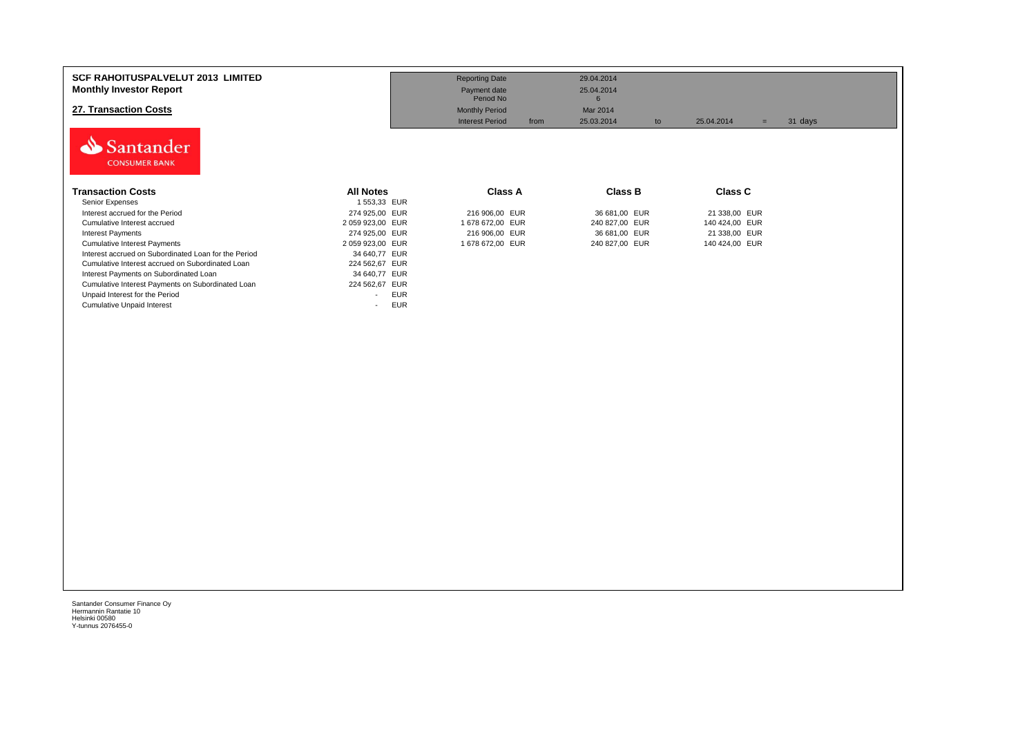**SCF RAHOITUSPALVELUT 2013 LIMITED**
**Monthly Investor Report**

## 27. Transaction Costs

| | | | | | | |
|---|---|---|---|---|---|---|
| Reporting Date | | 29.04.2014 | | | | |
| Payment date | | 25.04.2014 | | | | |
| Period No | | 6 | | | | |
| Monthly Period | | Mar 2014 | | | | |
| Interest Period | from | 25.03.2014 | to | 25.04.2014 | = | 31 days |

| Transaction Costs | All Notes | Class A | Class B | Class C |
|---|---|---|---|---|
| Senior Expenses | 1 553,33 EUR | | | |
| Interest accrued for the Period | 274 925,00 EUR | 216 906,00 EUR | 36 681,00 EUR | 21 338,00 EUR |
| Cumulative Interest accrued | 2 059 923,00 EUR | 1 678 672,00 EUR | 240 827,00 EUR | 140 424,00 EUR |
| Interest Payments | 274 925,00 EUR | 216 906,00 EUR | 36 681,00 EUR | 21 338,00 EUR |
| Cumulative Interest Payments | 2 059 923,00 EUR | 1 678 672,00 EUR | 240 827,00 EUR | 140 424,00 EUR |
| Interest accrued on Subordinated Loan for the Period | 34 640,77 EUR | | | |
| Cumulative Interest accrued on Subordinated Loan | 224 562,67 EUR | | | |
| Interest Payments on Subordinated Loan | 34 640,77 EUR | | | |
| Cumulative Interest Payments on Subordinated Loan | 224 562,67 EUR | | | |
| Unpaid Interest for the Period | - EUR | | | |
| Cumulative Unpaid Interest | - EUR | | | |

Santander Consumer Finance Oy
Hermannin Rantatie 10
Helsinki 00580
Y-tunnus 2076455-0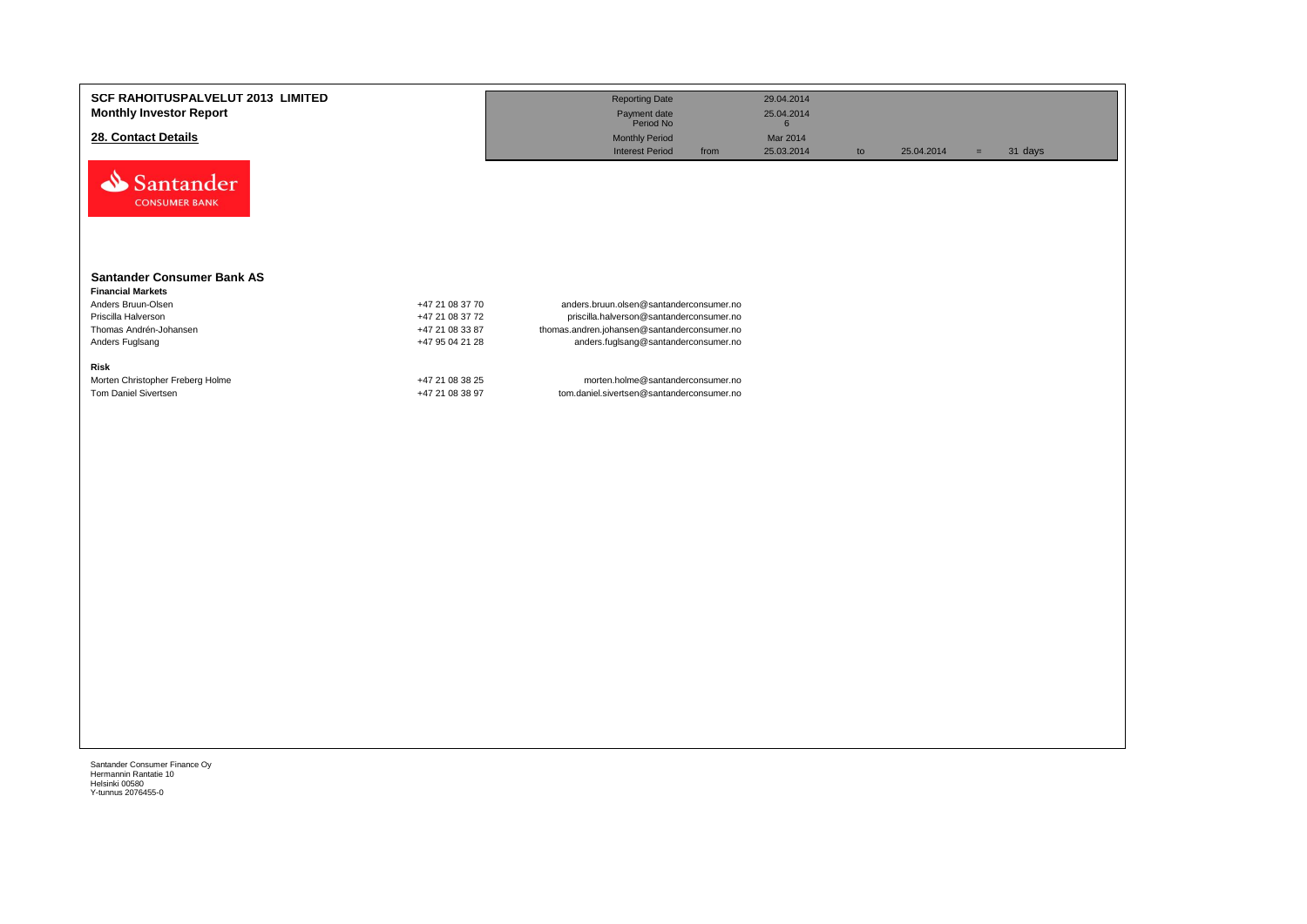**SCF RAHOITUSPALVELUT 2013 LIMITED**
**Monthly Investor Report**

## 28. Contact Details

| | | | | | | |
|---|---|---|---|---|---|---|
| Reporting Date | | 29.04.2014 | | | | |
| Payment date | | 25.04.2014 | | | | |
| Period No | | 6 | | | | |
| Monthly Period | | Mar 2014 | | | | |
| Interest Period | from | 25.03.2014 | to | 25.04.2014 | = | 31 days |

Santander
CONSUMER BANK

### Santander Consumer Bank AS

**Financial Markets**

| | | |
|---|---|---|
| Anders Bruun-Olsen | +47 21 08 37 70 | anders.bruun.olsen@santanderconsumer.no |
| Priscilla Halverson | +47 21 08 37 72 | priscilla.halverson@santanderconsumer.no |
| Thomas Andrén-Johansen | +47 21 08 33 87 | thomas.andren.johansen@santanderconsumer.no |
| Anders Fuglsang | +47 95 04 21 28 | anders.fuglsang@santanderconsumer.no |

**Risk**

| | | |
|---|---|---|
| Morten Christopher Freberg Holme | +47 21 08 38 25 | morten.holme@santanderconsumer.no |
| Tom Daniel Sivertsen | +47 21 08 38 97 | tom.daniel.sivertsen@santanderconsumer.no |

Santander Consumer Finance Oy
Hermannin Rantatie 10
Helsinki 00580
Y-tunnus 2076455-0